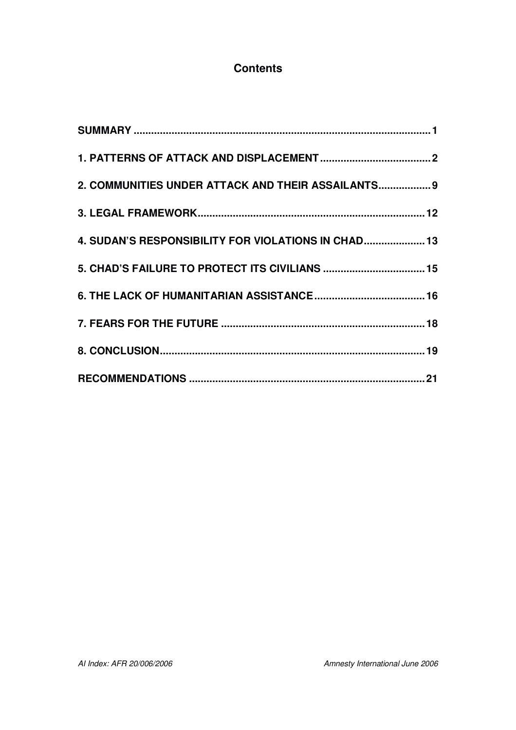# Contents

**SUMMARY ........................................................................................................ 1**

**1. PATTERNS OF ATTACK AND DISPLACEMENT ...................................... 2**

**2. COMMUNITIES UNDER ATTACK AND THEIR ASSAILANTS .................. 9**

**3. LEGAL FRAMEWORK ............................................................................. 12**

**4. SUDAN'S RESPONSIBILITY FOR VIOLATIONS IN CHAD ..................... 13**

**5. CHAD'S FAILURE TO PROTECT ITS CIVILIANS ................................... 15**

**6. THE LACK OF HUMANITARIAN ASSISTANCE ...................................... 16**

**7. FEARS FOR THE FUTURE ...................................................................... 18**

**8. CONCLUSION .......................................................................................... 19**

**RECOMMENDATIONS ................................................................................. 21**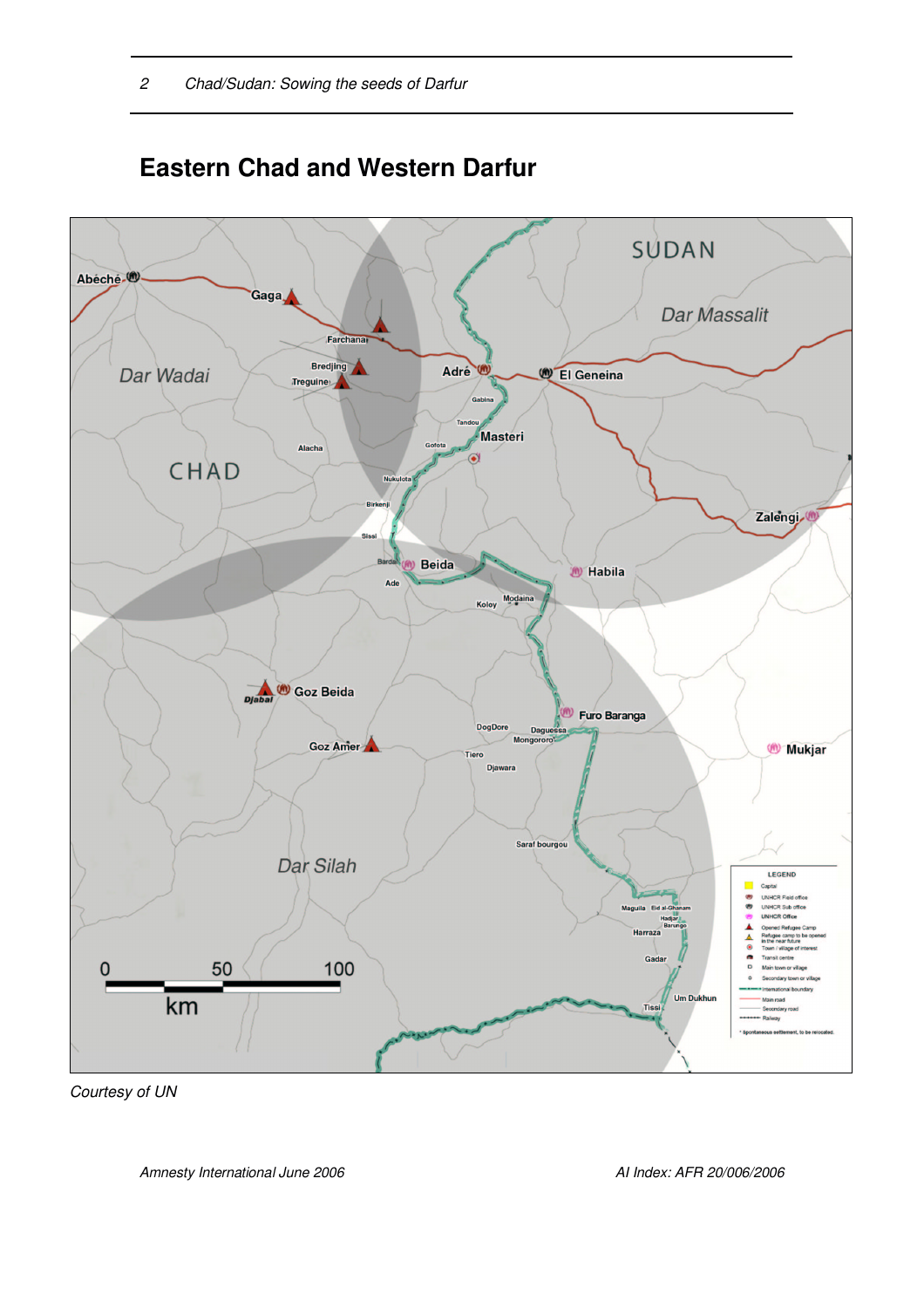## Eastern Chad and Western Darfur

*Courtesy of UN*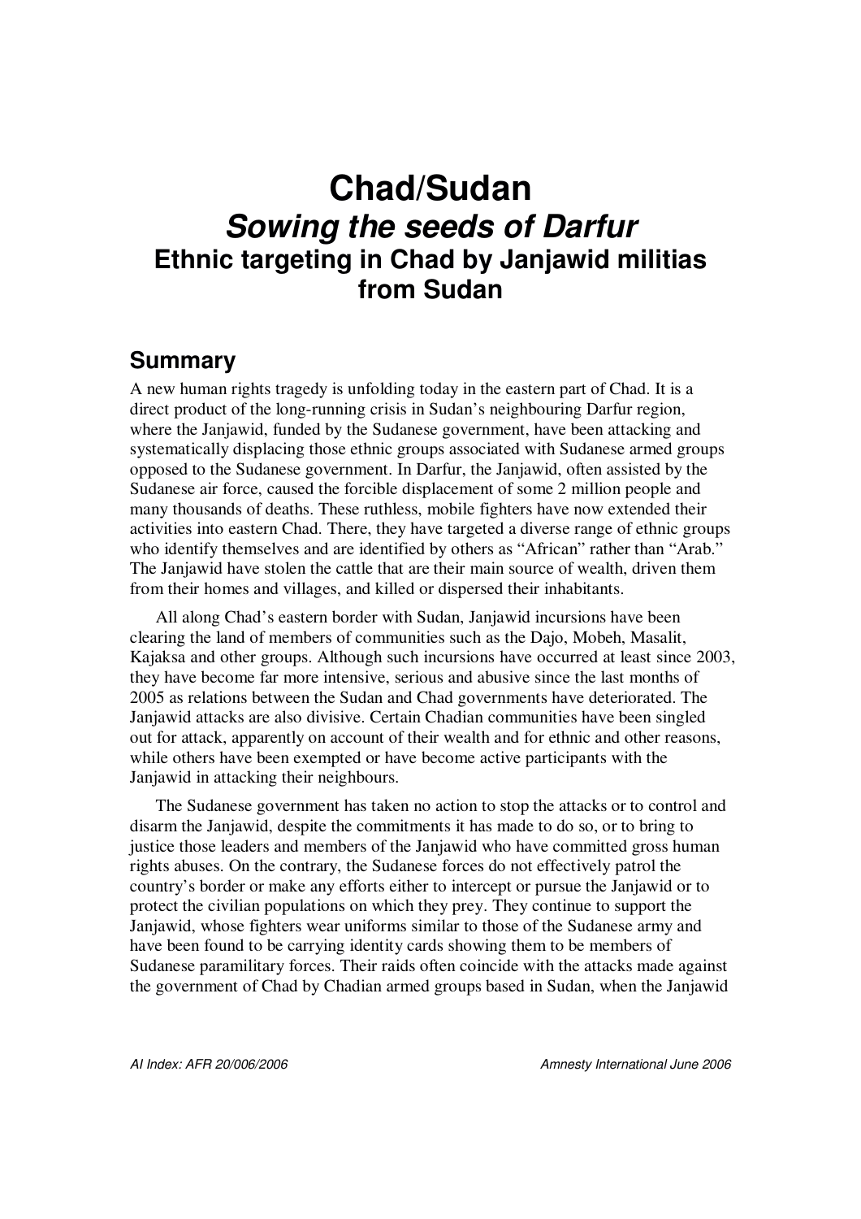# Chad/Sudan

## *Sowing the seeds of Darfur*

## Ethnic targeting in Chad by Janjawid militias from Sudan

## Summary

A new human rights tragedy is unfolding today in the eastern part of Chad. It is a direct product of the long-running crisis in Sudan's neighbouring Darfur region, where the Janjawid, funded by the Sudanese government, have been attacking and systematically displacing those ethnic groups associated with Sudanese armed groups opposed to the Sudanese government. In Darfur, the Janjawid, often assisted by the Sudanese air force, caused the forcible displacement of some 2 million people and many thousands of deaths. These ruthless, mobile fighters have now extended their activities into eastern Chad. There, they have targeted a diverse range of ethnic groups who identify themselves and are identified by others as "African" rather than "Arab." The Janjawid have stolen the cattle that are their main source of wealth, driven them from their homes and villages, and killed or dispersed their inhabitants.

All along Chad's eastern border with Sudan, Janjawid incursions have been clearing the land of members of communities such as the Dajo, Mobeh, Masalit, Kajaksa and other groups. Although such incursions have occurred at least since 2003, they have become far more intensive, serious and abusive since the last months of 2005 as relations between the Sudan and Chad governments have deteriorated. The Janjawid attacks are also divisive. Certain Chadian communities have been singled out for attack, apparently on account of their wealth and for ethnic and other reasons, while others have been exempted or have become active participants with the Janjawid in attacking their neighbours.

The Sudanese government has taken no action to stop the attacks or to control and disarm the Janjawid, despite the commitments it has made to do so, or to bring to justice those leaders and members of the Janjawid who have committed gross human rights abuses. On the contrary, the Sudanese forces do not effectively patrol the country's border or make any efforts either to intercept or pursue the Janjawid or to protect the civilian populations on which they prey. They continue to support the Janjawid, whose fighters wear uniforms similar to those of the Sudanese army and have been found to be carrying identity cards showing them to be members of Sudanese paramilitary forces. Their raids often coincide with the attacks made against the government of Chad by Chadian armed groups based in Sudan, when the Janjawid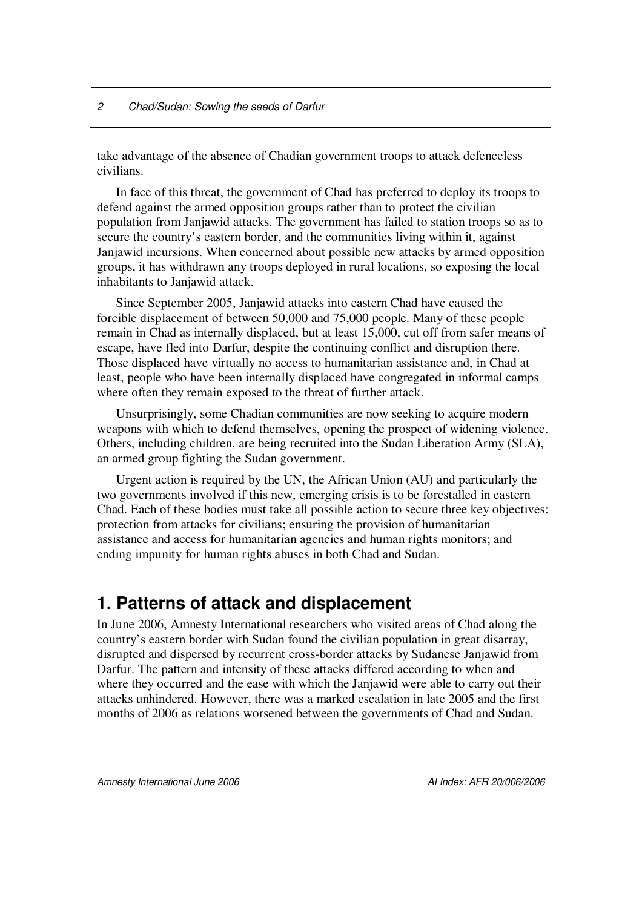take advantage of the absence of Chadian government troops to attack defenceless civilians.

In face of this threat, the government of Chad has preferred to deploy its troops to defend against the armed opposition groups rather than to protect the civilian population from Janjawid attacks. The government has failed to station troops so as to secure the country's eastern border, and the communities living within it, against Janjawid incursions. When concerned about possible new attacks by armed opposition groups, it has withdrawn any troops deployed in rural locations, so exposing the local inhabitants to Janjawid attack.

Since September 2005, Janjawid attacks into eastern Chad have caused the forcible displacement of between 50,000 and 75,000 people. Many of these people remain in Chad as internally displaced, but at least 15,000, cut off from safer means of escape, have fled into Darfur, despite the continuing conflict and disruption there. Those displaced have virtually no access to humanitarian assistance and, in Chad at least, people who have been internally displaced have congregated in informal camps where often they remain exposed to the threat of further attack.

Unsurprisingly, some Chadian communities are now seeking to acquire modern weapons with which to defend themselves, opening the prospect of widening violence. Others, including children, are being recruited into the Sudan Liberation Army (SLA), an armed group fighting the Sudan government.

Urgent action is required by the UN, the African Union (AU) and particularly the two governments involved if this new, emerging crisis is to be forestalled in eastern Chad. Each of these bodies must take all possible action to secure three key objectives: protection from attacks for civilians; ensuring the provision of humanitarian assistance and access for humanitarian agencies and human rights monitors; and ending impunity for human rights abuses in both Chad and Sudan.

## 1. Patterns of attack and displacement

In June 2006, Amnesty International researchers who visited areas of Chad along the country's eastern border with Sudan found the civilian population in great disarray, disrupted and dispersed by recurrent cross-border attacks by Sudanese Janjawid from Darfur. The pattern and intensity of these attacks differed according to when and where they occurred and the ease with which the Janjawid were able to carry out their attacks unhindered. However, there was a marked escalation in late 2005 and the first months of 2006 as relations worsened between the governments of Chad and Sudan.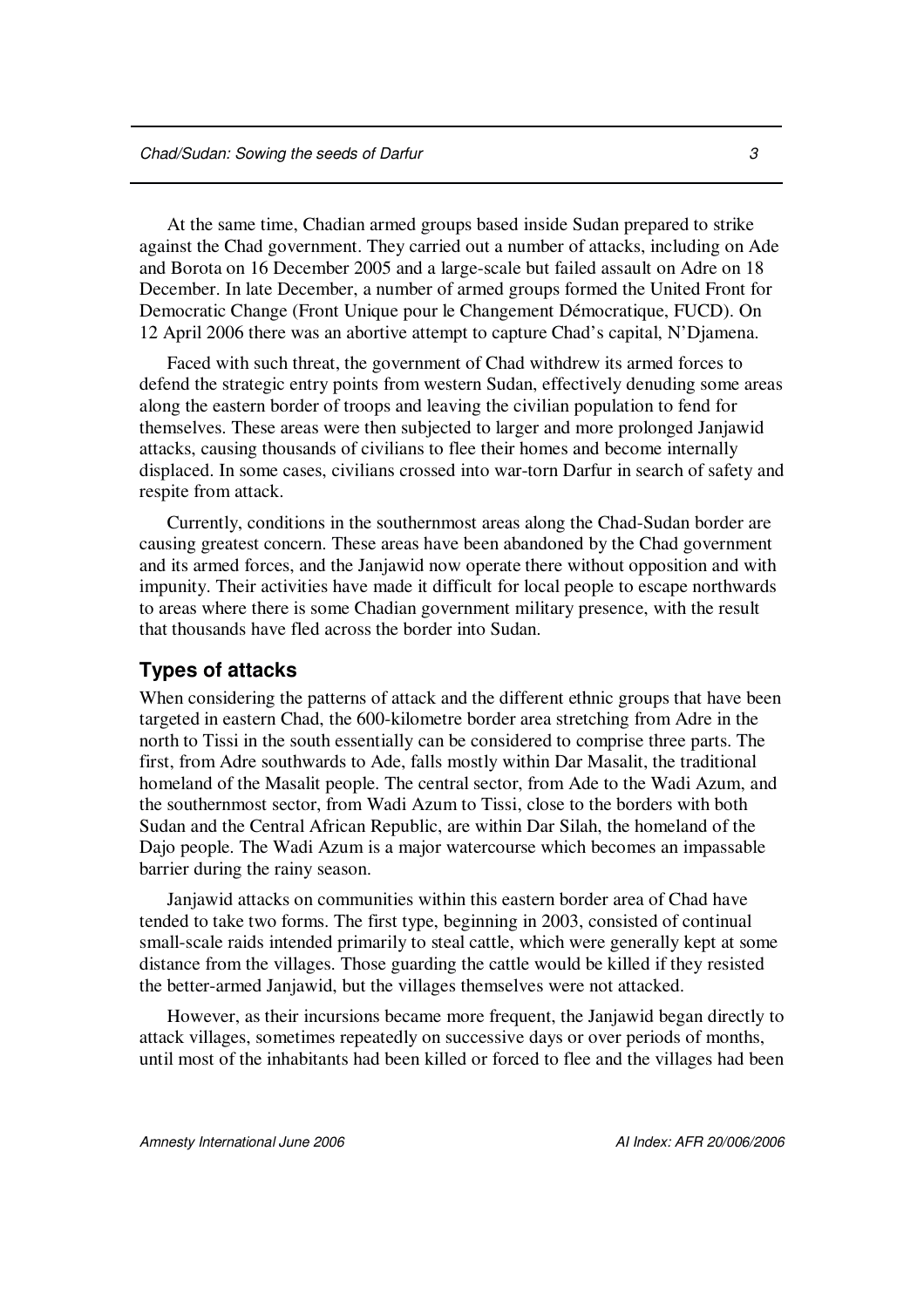At the same time, Chadian armed groups based inside Sudan prepared to strike against the Chad government. They carried out a number of attacks, including on Ade and Borota on 16 December 2005 and a large-scale but failed assault on Adre on 18 December. In late December, a number of armed groups formed the United Front for Democratic Change (Front Unique pour le Changement Démocratique, FUCD). On 12 April 2006 there was an abortive attempt to capture Chad's capital, N'Djamena.

Faced with such threat, the government of Chad withdrew its armed forces to defend the strategic entry points from western Sudan, effectively denuding some areas along the eastern border of troops and leaving the civilian population to fend for themselves. These areas were then subjected to larger and more prolonged Janjawid attacks, causing thousands of civilians to flee their homes and become internally displaced. In some cases, civilians crossed into war-torn Darfur in search of safety and respite from attack.

Currently, conditions in the southernmost areas along the Chad-Sudan border are causing greatest concern. These areas have been abandoned by the Chad government and its armed forces, and the Janjawid now operate there without opposition and with impunity. Their activities have made it difficult for local people to escape northwards to areas where there is some Chadian government military presence, with the result that thousands have fled across the border into Sudan.

## Types of attacks

When considering the patterns of attack and the different ethnic groups that have been targeted in eastern Chad, the 600-kilometre border area stretching from Adre in the north to Tissi in the south essentially can be considered to comprise three parts. The first, from Adre southwards to Ade, falls mostly within Dar Masalit, the traditional homeland of the Masalit people. The central sector, from Ade to the Wadi Azum, and the southernmost sector, from Wadi Azum to Tissi, close to the borders with both Sudan and the Central African Republic, are within Dar Silah, the homeland of the Dajo people. The Wadi Azum is a major watercourse which becomes an impassable barrier during the rainy season.

Janjawid attacks on communities within this eastern border area of Chad have tended to take two forms. The first type, beginning in 2003, consisted of continual small-scale raids intended primarily to steal cattle, which were generally kept at some distance from the villages. Those guarding the cattle would be killed if they resisted the better-armed Janjawid, but the villages themselves were not attacked.

However, as their incursions became more frequent, the Janjawid began directly to attack villages, sometimes repeatedly on successive days or over periods of months, until most of the inhabitants had been killed or forced to flee and the villages had been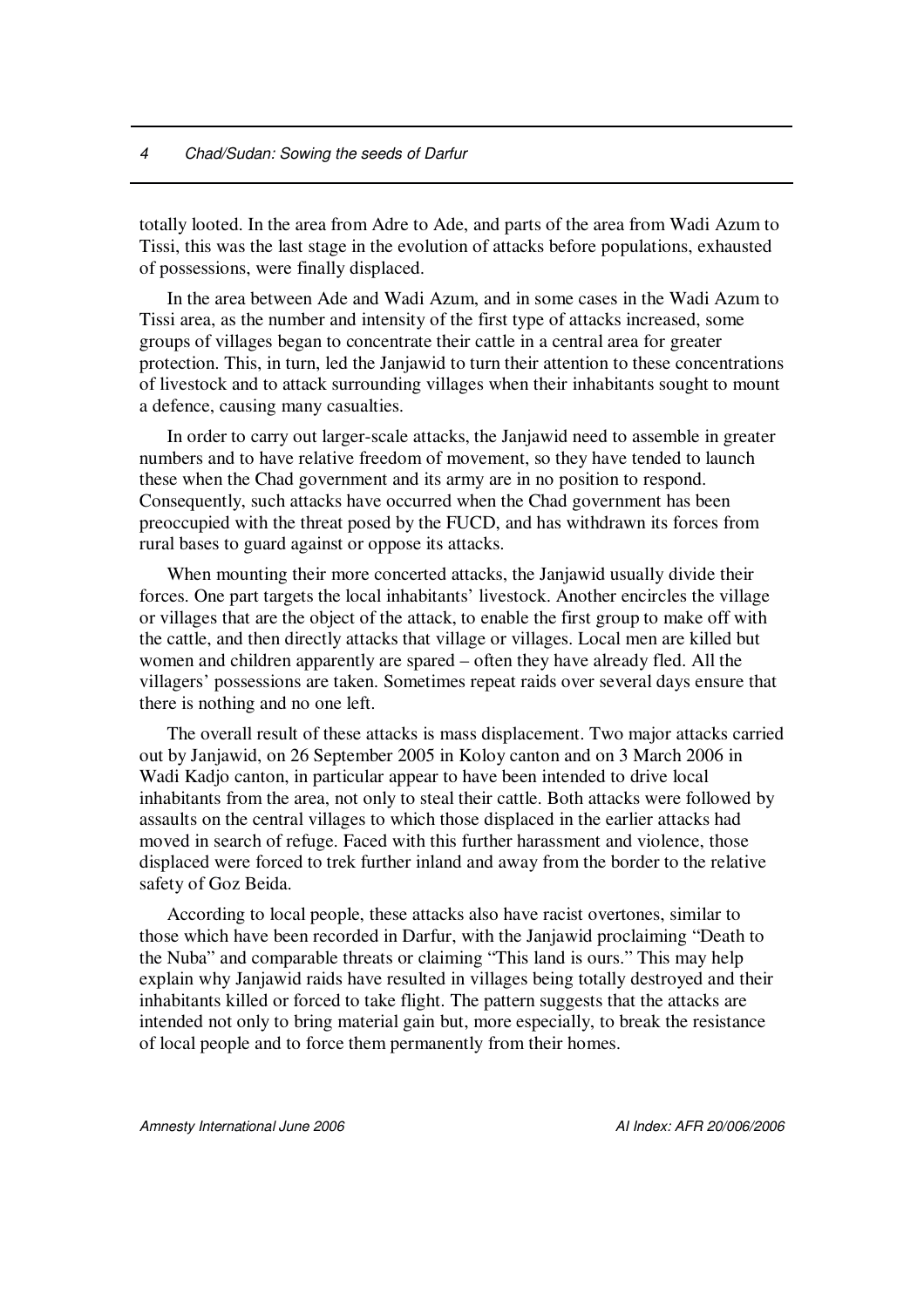totally looted. In the area from Adre to Ade, and parts of the area from Wadi Azum to Tissi, this was the last stage in the evolution of attacks before populations, exhausted of possessions, were finally displaced.

In the area between Ade and Wadi Azum, and in some cases in the Wadi Azum to Tissi area, as the number and intensity of the first type of attacks increased, some groups of villages began to concentrate their cattle in a central area for greater protection. This, in turn, led the Janjawid to turn their attention to these concentrations of livestock and to attack surrounding villages when their inhabitants sought to mount a defence, causing many casualties.

In order to carry out larger-scale attacks, the Janjawid need to assemble in greater numbers and to have relative freedom of movement, so they have tended to launch these when the Chad government and its army are in no position to respond. Consequently, such attacks have occurred when the Chad government has been preoccupied with the threat posed by the FUCD, and has withdrawn its forces from rural bases to guard against or oppose its attacks.

When mounting their more concerted attacks, the Janjawid usually divide their forces. One part targets the local inhabitants' livestock. Another encircles the village or villages that are the object of the attack, to enable the first group to make off with the cattle, and then directly attacks that village or villages. Local men are killed but women and children apparently are spared – often they have already fled. All the villagers' possessions are taken. Sometimes repeat raids over several days ensure that there is nothing and no one left.

The overall result of these attacks is mass displacement. Two major attacks carried out by Janjawid, on 26 September 2005 in Koloy canton and on 3 March 2006 in Wadi Kadjo canton, in particular appear to have been intended to drive local inhabitants from the area, not only to steal their cattle. Both attacks were followed by assaults on the central villages to which those displaced in the earlier attacks had moved in search of refuge. Faced with this further harassment and violence, those displaced were forced to trek further inland and away from the border to the relative safety of Goz Beida.

According to local people, these attacks also have racist overtones, similar to those which have been recorded in Darfur, with the Janjawid proclaiming "Death to the Nuba" and comparable threats or claiming "This land is ours." This may help explain why Janjawid raids have resulted in villages being totally destroyed and their inhabitants killed or forced to take flight. The pattern suggests that the attacks are intended not only to bring material gain but, more especially, to break the resistance of local people and to force them permanently from their homes.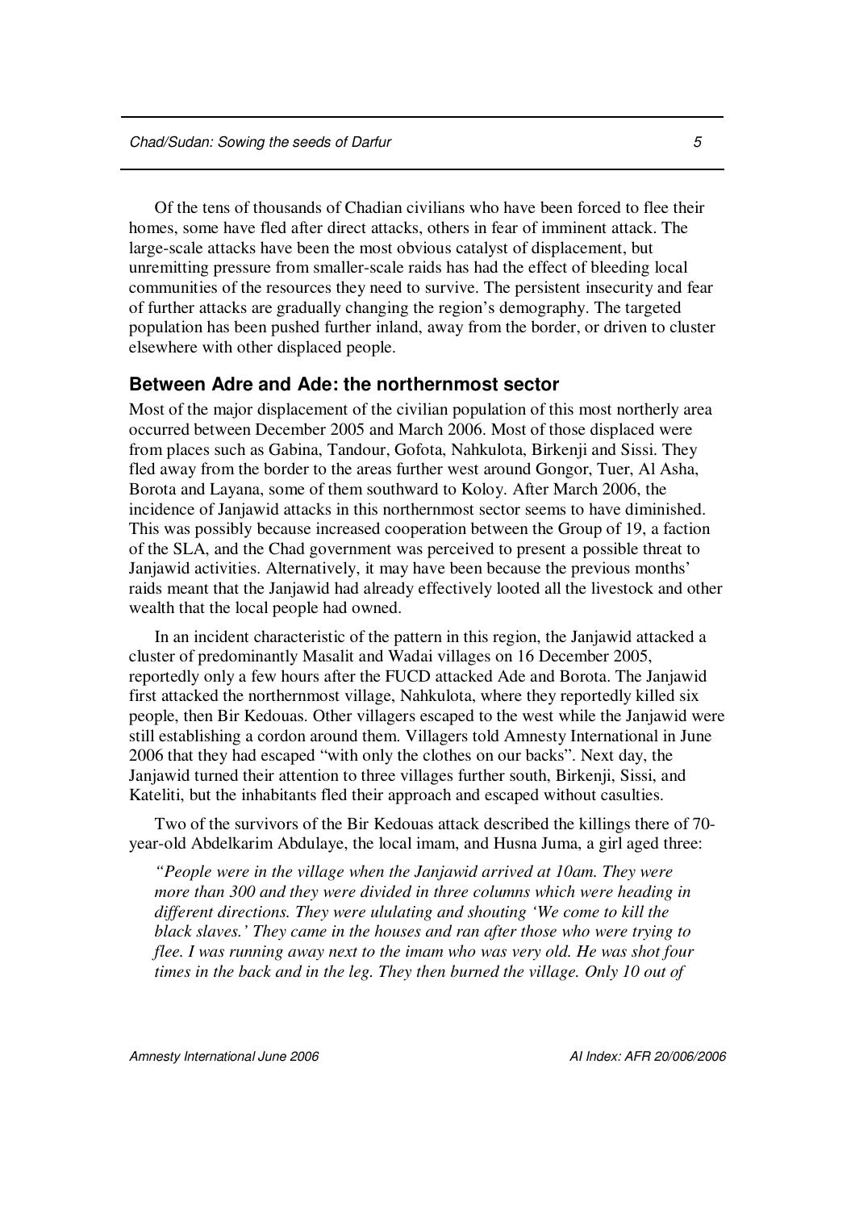Of the tens of thousands of Chadian civilians who have been forced to flee their homes, some have fled after direct attacks, others in fear of imminent attack. The large-scale attacks have been the most obvious catalyst of displacement, but unremitting pressure from smaller-scale raids has had the effect of bleeding local communities of the resources they need to survive. The persistent insecurity and fear of further attacks are gradually changing the region's demography. The targeted population has been pushed further inland, away from the border, or driven to cluster elsewhere with other displaced people.

## Between Adre and Ade: the northernmost sector

Most of the major displacement of the civilian population of this most northerly area occurred between December 2005 and March 2006. Most of those displaced were from places such as Gabina, Tandour, Gofota, Nahkulota, Birkenji and Sissi. They fled away from the border to the areas further west around Gongor, Tuer, Al Asha, Borota and Layana, some of them southward to Koloy. After March 2006, the incidence of Janjawid attacks in this northernmost sector seems to have diminished. This was possibly because increased cooperation between the Group of 19, a faction of the SLA, and the Chad government was perceived to present a possible threat to Janjawid activities. Alternatively, it may have been because the previous months' raids meant that the Janjawid had already effectively looted all the livestock and other wealth that the local people had owned.

In an incident characteristic of the pattern in this region, the Janjawid attacked a cluster of predominantly Masalit and Wadai villages on 16 December 2005, reportedly only a few hours after the FUCD attacked Ade and Borota. The Janjawid first attacked the northernmost village, Nahkulota, where they reportedly killed six people, then Bir Kedouas. Other villagers escaped to the west while the Janjawid were still establishing a cordon around them. Villagers told Amnesty International in June 2006 that they had escaped "with only the clothes on our backs". Next day, the Janjawid turned their attention to three villages further south, Birkenji, Sissi, and Kateliti, but the inhabitants fled their approach and escaped without casulties.

Two of the survivors of the Bir Kedouas attack described the killings there of 70-year-old Abdelkarim Abdulaye, the local imam, and Husna Juma, a girl aged three:

> *"People were in the village when the Janjawid arrived at 10am. They were more than 300 and they were divided in three columns which were heading in different directions. They were ululating and shouting 'We come to kill the black slaves.' They came in the houses and ran after those who were trying to flee. I was running away next to the imam who was very old. He was shot four times in the back and in the leg. They then burned the village. Only 10 out of*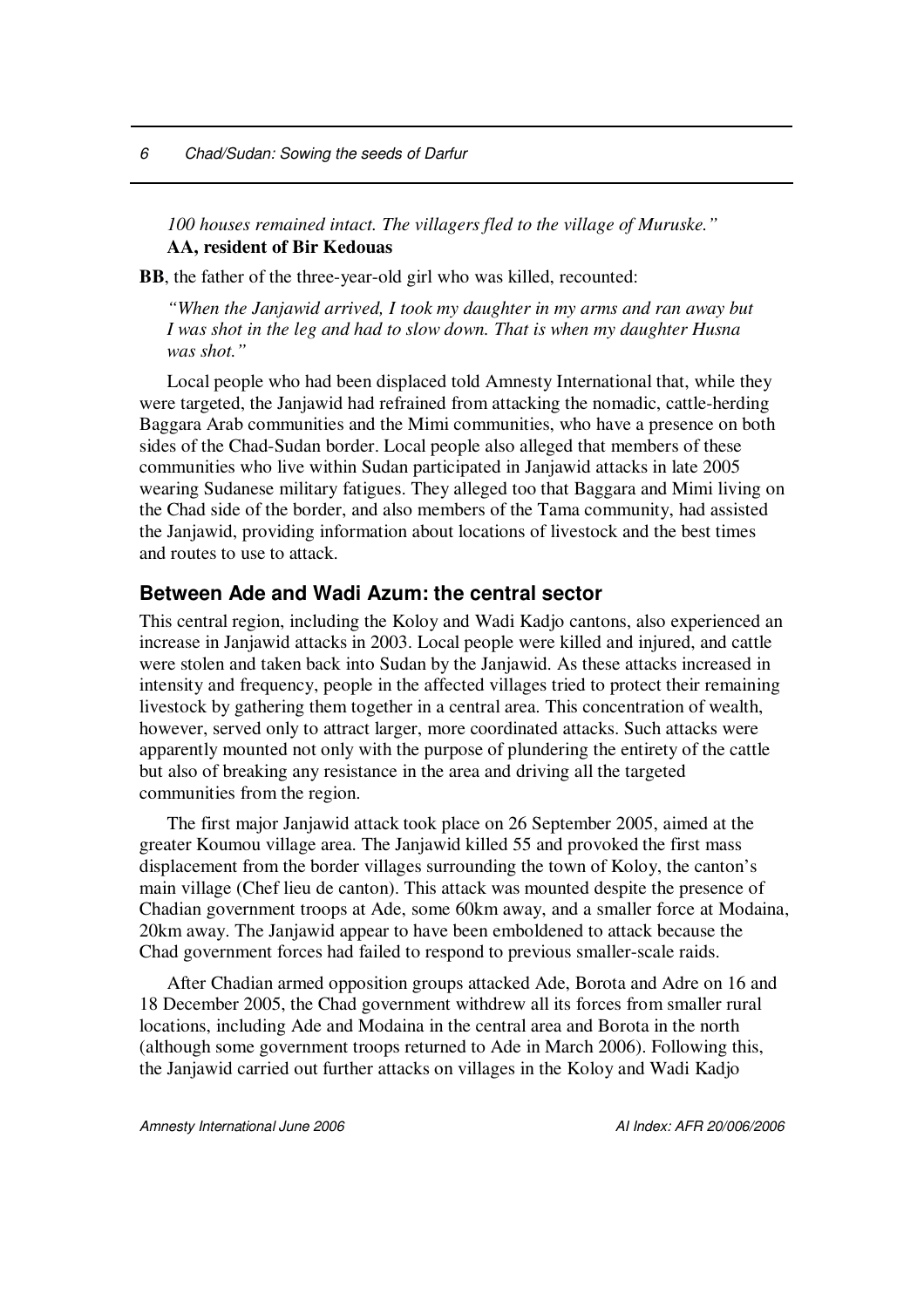*100 houses remained intact. The villagers fled to the village of Muruske."*
**AA, resident of Bir Kedouas**

**BB**, the father of the three-year-old girl who was killed, recounted:

*"When the Janjawid arrived, I took my daughter in my arms and ran away but I was shot in the leg and had to slow down. That is when my daughter Husna was shot."*

Local people who had been displaced told Amnesty International that, while they were targeted, the Janjawid had refrained from attacking the nomadic, cattle-herding Baggara Arab communities and the Mimi communities, who have a presence on both sides of the Chad-Sudan border. Local people also alleged that members of these communities who live within Sudan participated in Janjawid attacks in late 2005 wearing Sudanese military fatigues. They alleged too that Baggara and Mimi living on the Chad side of the border, and also members of the Tama community, had assisted the Janjawid, providing information about locations of livestock and the best times and routes to use to attack.

### Between Ade and Wadi Azum: the central sector

This central region, including the Koloy and Wadi Kadjo cantons, also experienced an increase in Janjawid attacks in 2003. Local people were killed and injured, and cattle were stolen and taken back into Sudan by the Janjawid. As these attacks increased in intensity and frequency, people in the affected villages tried to protect their remaining livestock by gathering them together in a central area. This concentration of wealth, however, served only to attract larger, more coordinated attacks. Such attacks were apparently mounted not only with the purpose of plundering the entirety of the cattle but also of breaking any resistance in the area and driving all the targeted communities from the region.

The first major Janjawid attack took place on 26 September 2005, aimed at the greater Koumou village area. The Janjawid killed 55 and provoked the first mass displacement from the border villages surrounding the town of Koloy, the canton's main village (Chef lieu de canton). This attack was mounted despite the presence of Chadian government troops at Ade, some 60km away, and a smaller force at Modaina, 20km away. The Janjawid appear to have been emboldened to attack because the Chad government forces had failed to respond to previous smaller-scale raids.

After Chadian armed opposition groups attacked Ade, Borota and Adre on 16 and 18 December 2005, the Chad government withdrew all its forces from smaller rural locations, including Ade and Modaina in the central area and Borota in the north (although some government troops returned to Ade in March 2006). Following this, the Janjawid carried out further attacks on villages in the Koloy and Wadi Kadjo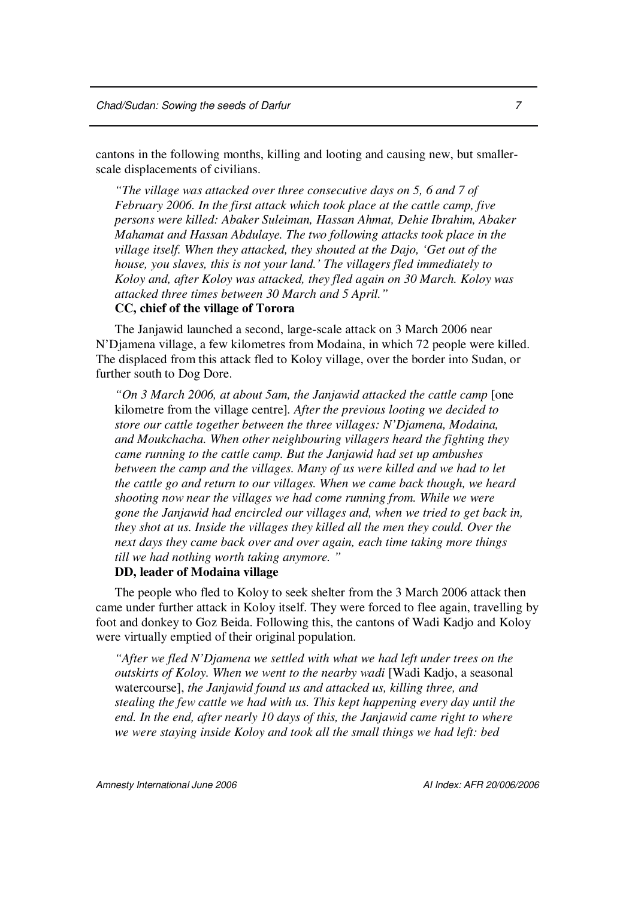cantons in the following months, killing and looting and causing new, but smaller-scale displacements of civilians.

> *"The village was attacked over three consecutive days on 5, 6 and 7 of February 2006. In the first attack which took place at the cattle camp, five persons were killed: Abaker Suleiman, Hassan Ahmat, Dehie Ibrahim, Abaker Mahamat and Hassan Abdulaye. The two following attacks took place in the village itself. When they attacked, they shouted at the Dajo, 'Get out of the house, you slaves, this is not your land.' The villagers fled immediately to Koloy and, after Koloy was attacked, they fled again on 30 March. Koloy was attacked three times between 30 March and 5 April."*
> **CC, chief of the village of Torora**

The Janjawid launched a second, large-scale attack on 3 March 2006 near N'Djamena village, a few kilometres from Modaina, in which 72 people were killed. The displaced from this attack fled to Koloy village, over the border into Sudan, or further south to Dog Dore.

> *"On 3 March 2006, at about 5am, the Janjawid attacked the cattle camp* [one kilometre from the village centre]. *After the previous looting we decided to store our cattle together between the three villages: N'Djamena, Modaina, and Moukchacha. When other neighbouring villagers heard the fighting they came running to the cattle camp. But the Janjawid had set up ambushes between the camp and the villages. Many of us were killed and we had to let the cattle go and return to our villages. When we came back though, we heard shooting now near the villages we had come running from. While we were gone the Janjawid had encircled our villages and, when we tried to get back in, they shot at us. Inside the villages they killed all the men they could. Over the next days they came back over and over again, each time taking more things till we had nothing worth taking anymore. "*
> **DD, leader of Modaina village**

The people who fled to Koloy to seek shelter from the 3 March 2006 attack then came under further attack in Koloy itself. They were forced to flee again, travelling by foot and donkey to Goz Beida. Following this, the cantons of Wadi Kadjo and Koloy were virtually emptied of their original population.

> *"After we fled N'Djamena we settled with what we had left under trees on the outskirts of Koloy. When we went to the nearby wadi* [Wadi Kadjo, a seasonal watercourse], *the Janjawid found us and attacked us, killing three, and stealing the few cattle we had with us. This kept happening every day until the end. In the end, after nearly 10 days of this, the Janjawid came right to where we were staying inside Koloy and took all the small things we had left: bed*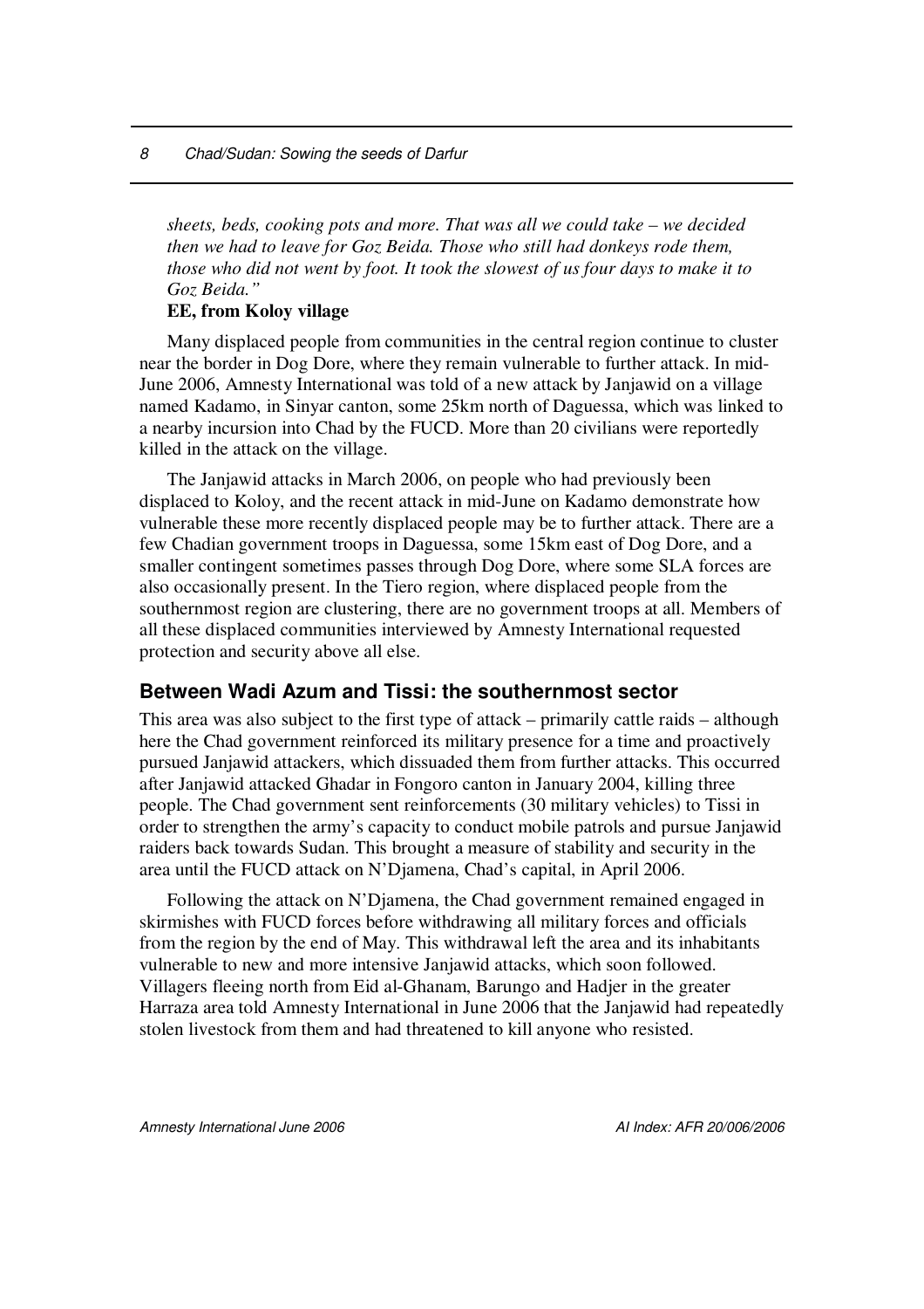*sheets, beds, cooking pots and more. That was all we could take – we decided then we had to leave for Goz Beida. Those who still had donkeys rode them, those who did not went by foot. It took the slowest of us four days to make it to Goz Beida."*

**EE, from Koloy village**

Many displaced people from communities in the central region continue to cluster near the border in Dog Dore, where they remain vulnerable to further attack. In mid-June 2006, Amnesty International was told of a new attack by Janjawid on a village named Kadamo, in Sinyar canton, some 25km north of Daguessa, which was linked to a nearby incursion into Chad by the FUCD. More than 20 civilians were reportedly killed in the attack on the village.

The Janjawid attacks in March 2006, on people who had previously been displaced to Koloy, and the recent attack in mid-June on Kadamo demonstrate how vulnerable these more recently displaced people may be to further attack. There are a few Chadian government troops in Daguessa, some 15km east of Dog Dore, and a smaller contingent sometimes passes through Dog Dore, where some SLA forces are also occasionally present. In the Tiero region, where displaced people from the southernmost region are clustering, there are no government troops at all. Members of all these displaced communities interviewed by Amnesty International requested protection and security above all else.

## Between Wadi Azum and Tissi: the southernmost sector

This area was also subject to the first type of attack – primarily cattle raids – although here the Chad government reinforced its military presence for a time and proactively pursued Janjawid attackers, which dissuaded them from further attacks. This occurred after Janjawid attacked Ghadar in Fongoro canton in January 2004, killing three people. The Chad government sent reinforcements (30 military vehicles) to Tissi in order to strengthen the army's capacity to conduct mobile patrols and pursue Janjawid raiders back towards Sudan. This brought a measure of stability and security in the area until the FUCD attack on N'Djamena, Chad's capital, in April 2006.

Following the attack on N'Djamena, the Chad government remained engaged in skirmishes with FUCD forces before withdrawing all military forces and officials from the region by the end of May. This withdrawal left the area and its inhabitants vulnerable to new and more intensive Janjawid attacks, which soon followed. Villagers fleeing north from Eid al-Ghanam, Barungo and Hadjer in the greater Harraza area told Amnesty International in June 2006 that the Janjawid had repeatedly stolen livestock from them and had threatened to kill anyone who resisted.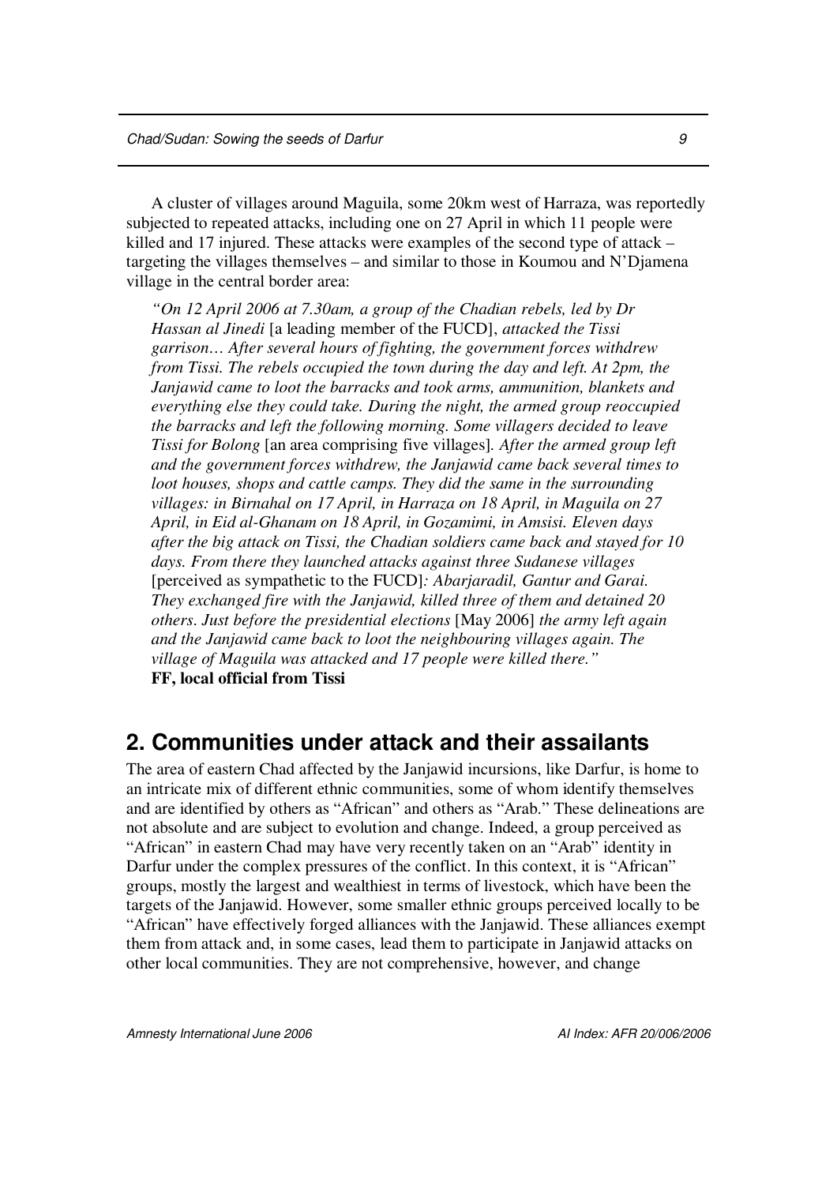A cluster of villages around Maguila, some 20km west of Harraza, was reportedly subjected to repeated attacks, including one on 27 April in which 11 people were killed and 17 injured. These attacks were examples of the second type of attack – targeting the villages themselves – and similar to those in Koumou and N'Djamena village in the central border area:

> *"On 12 April 2006 at 7.30am, a group of the Chadian rebels, led by Dr Hassan al Jinedi* [a leading member of the FUCD], *attacked the Tissi garrison… After several hours of fighting, the government forces withdrew from Tissi. The rebels occupied the town during the day and left. At 2pm, the Janjawid came to loot the barracks and took arms, ammunition, blankets and everything else they could take. During the night, the armed group reoccupied the barracks and left the following morning. Some villagers decided to leave Tissi for Bolong* [an area comprising five villages]*. After the armed group left and the government forces withdrew, the Janjawid came back several times to loot houses, shops and cattle camps. They did the same in the surrounding villages: in Birnahal on 17 April, in Harraza on 18 April, in Maguila on 27 April, in Eid al-Ghanam on 18 April, in Gozamimi, in Amsisi. Eleven days after the big attack on Tissi, the Chadian soldiers came back and stayed for 10 days. From there they launched attacks against three Sudanese villages* [perceived as sympathetic to the FUCD]*: Abarjaradil, Gantur and Garai. They exchanged fire with the Janjawid, killed three of them and detained 20 others. Just before the presidential elections* [May 2006] *the army left again and the Janjawid came back to loot the neighbouring villages again. The village of Maguila was attacked and 17 people were killed there."*
> **FF, local official from Tissi**

## 2. Communities under attack and their assailants

The area of eastern Chad affected by the Janjawid incursions, like Darfur, is home to an intricate mix of different ethnic communities, some of whom identify themselves and are identified by others as "African" and others as "Arab." These delineations are not absolute and are subject to evolution and change. Indeed, a group perceived as "African" in eastern Chad may have very recently taken on an "Arab" identity in Darfur under the complex pressures of the conflict. In this context, it is "African" groups, mostly the largest and wealthiest in terms of livestock, which have been the targets of the Janjawid. However, some smaller ethnic groups perceived locally to be "African" have effectively forged alliances with the Janjawid. These alliances exempt them from attack and, in some cases, lead them to participate in Janjawid attacks on other local communities. They are not comprehensive, however, and change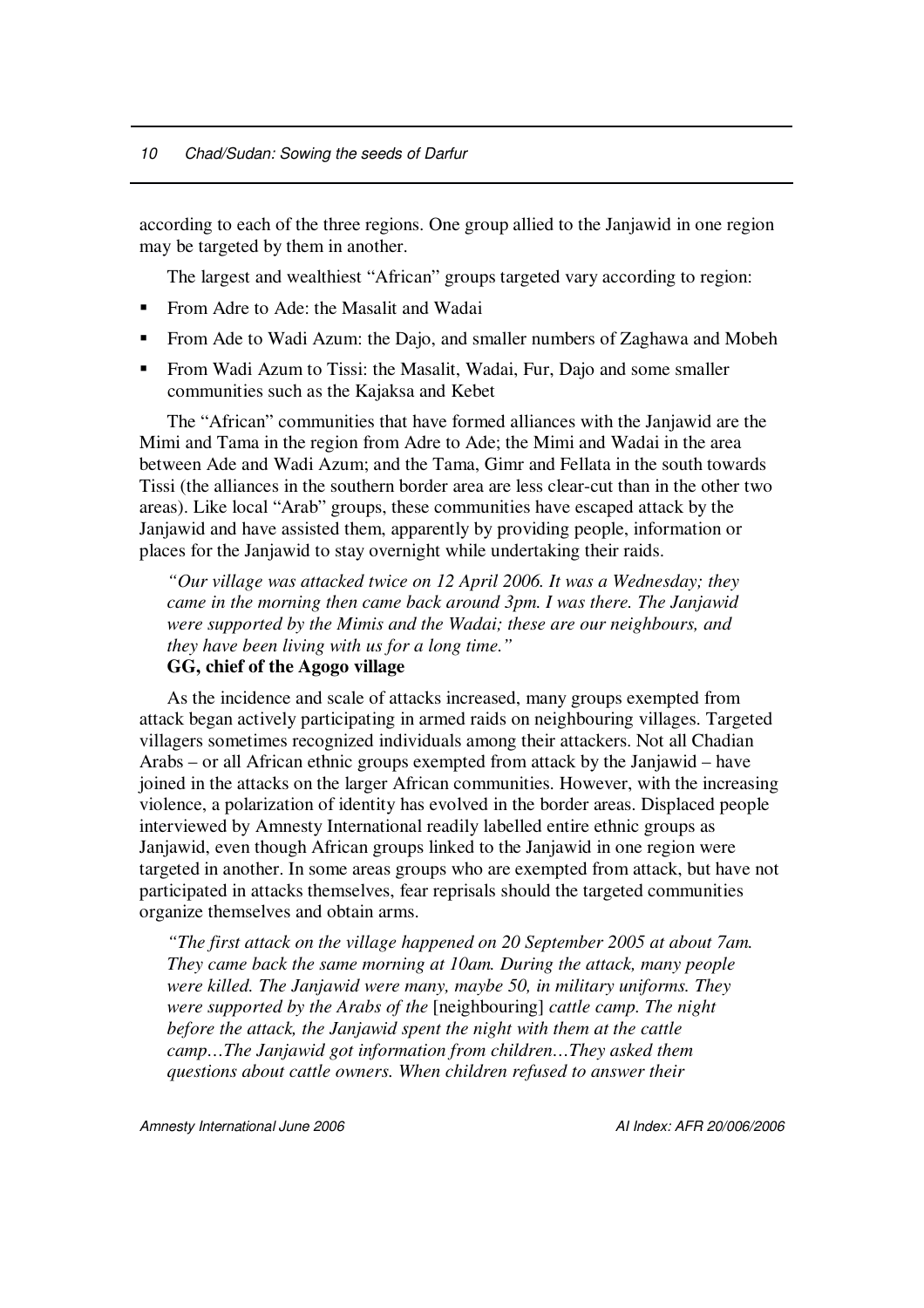according to each of the three regions. One group allied to the Janjawid in one region may be targeted by them in another.

The largest and wealthiest "African" groups targeted vary according to region:

- From Adre to Ade: the Masalit and Wadai
- From Ade to Wadi Azum: the Dajo, and smaller numbers of Zaghawa and Mobeh
- From Wadi Azum to Tissi: the Masalit, Wadai, Fur, Dajo and some smaller communities such as the Kajaksa and Kebet

The "African" communities that have formed alliances with the Janjawid are the Mimi and Tama in the region from Adre to Ade; the Mimi and Wadai in the area between Ade and Wadi Azum; and the Tama, Gimr and Fellata in the south towards Tissi (the alliances in the southern border area are less clear-cut than in the other two areas). Like local "Arab" groups, these communities have escaped attack by the Janjawid and have assisted them, apparently by providing people, information or places for the Janjawid to stay overnight while undertaking their raids.

*"Our village was attacked twice on 12 April 2006. It was a Wednesday; they came in the morning then came back around 3pm. I was there. The Janjawid were supported by the Mimis and the Wadai; these are our neighbours, and they have been living with us for a long time."*
**GG, chief of the Agogo village**

As the incidence and scale of attacks increased, many groups exempted from attack began actively participating in armed raids on neighbouring villages. Targeted villagers sometimes recognized individuals among their attackers. Not all Chadian Arabs – or all African ethnic groups exempted from attack by the Janjawid – have joined in the attacks on the larger African communities. However, with the increasing violence, a polarization of identity has evolved in the border areas. Displaced people interviewed by Amnesty International readily labelled entire ethnic groups as Janjawid, even though African groups linked to the Janjawid in one region were targeted in another. In some areas groups who are exempted from attack, but have not participated in attacks themselves, fear reprisals should the targeted communities organize themselves and obtain arms.

*"The first attack on the village happened on 20 September 2005 at about 7am. They came back the same morning at 10am. During the attack, many people were killed. The Janjawid were many, maybe 50, in military uniforms. They were supported by the Arabs of the* [neighbouring] *cattle camp. The night before the attack, the Janjawid spent the night with them at the cattle camp…The Janjawid got information from children…They asked them questions about cattle owners. When children refused to answer their*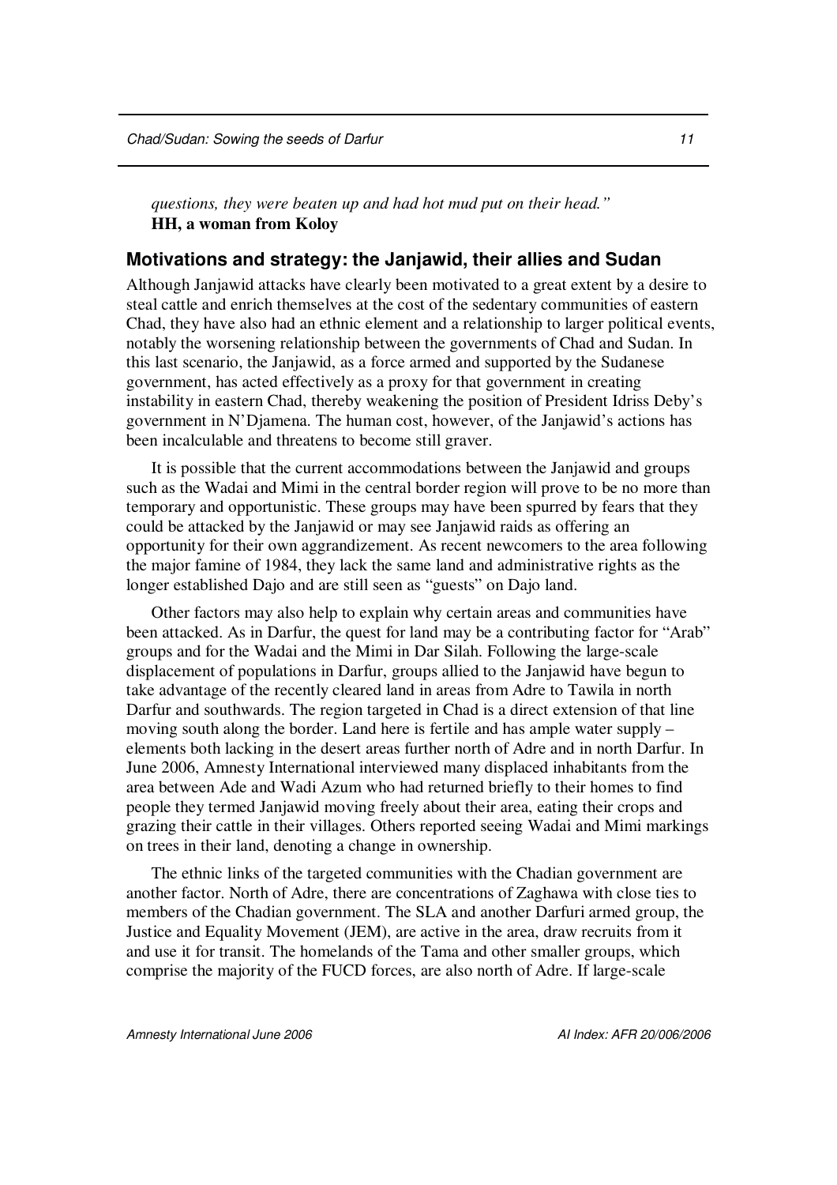*questions, they were beaten up and had hot mud put on their head."*
**HH, a woman from Koloy**

## Motivations and strategy: the Janjawid, their allies and Sudan

Although Janjawid attacks have clearly been motivated to a great extent by a desire to steal cattle and enrich themselves at the cost of the sedentary communities of eastern Chad, they have also had an ethnic element and a relationship to larger political events, notably the worsening relationship between the governments of Chad and Sudan. In this last scenario, the Janjawid, as a force armed and supported by the Sudanese government, has acted effectively as a proxy for that government in creating instability in eastern Chad, thereby weakening the position of President Idriss Deby's government in N'Djamena. The human cost, however, of the Janjawid's actions has been incalculable and threatens to become still graver.

It is possible that the current accommodations between the Janjawid and groups such as the Wadai and Mimi in the central border region will prove to be no more than temporary and opportunistic. These groups may have been spurred by fears that they could be attacked by the Janjawid or may see Janjawid raids as offering an opportunity for their own aggrandizement. As recent newcomers to the area following the major famine of 1984, they lack the same land and administrative rights as the longer established Dajo and are still seen as "guests" on Dajo land.

Other factors may also help to explain why certain areas and communities have been attacked. As in Darfur, the quest for land may be a contributing factor for "Arab" groups and for the Wadai and the Mimi in Dar Silah. Following the large-scale displacement of populations in Darfur, groups allied to the Janjawid have begun to take advantage of the recently cleared land in areas from Adre to Tawila in north Darfur and southwards. The region targeted in Chad is a direct extension of that line moving south along the border. Land here is fertile and has ample water supply – elements both lacking in the desert areas further north of Adre and in north Darfur. In June 2006, Amnesty International interviewed many displaced inhabitants from the area between Ade and Wadi Azum who had returned briefly to their homes to find people they termed Janjawid moving freely about their area, eating their crops and grazing their cattle in their villages. Others reported seeing Wadai and Mimi markings on trees in their land, denoting a change in ownership.

The ethnic links of the targeted communities with the Chadian government are another factor. North of Adre, there are concentrations of Zaghawa with close ties to members of the Chadian government. The SLA and another Darfuri armed group, the Justice and Equality Movement (JEM), are active in the area, draw recruits from it and use it for transit. The homelands of the Tama and other smaller groups, which comprise the majority of the FUCD forces, are also north of Adre. If large-scale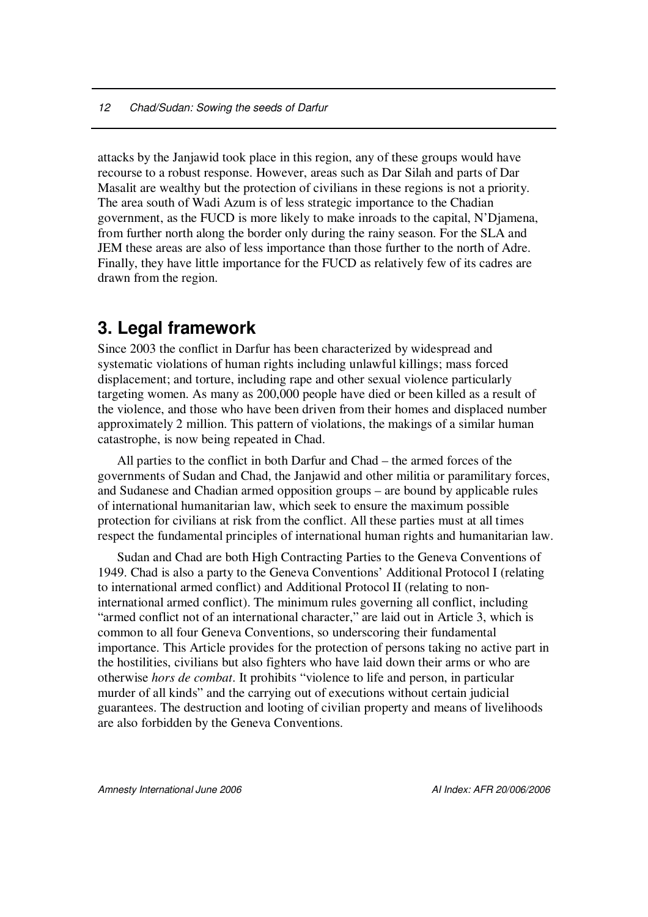attacks by the Janjawid took place in this region, any of these groups would have recourse to a robust response. However, areas such as Dar Silah and parts of Dar Masalit are wealthy but the protection of civilians in these regions is not a priority. The area south of Wadi Azum is of less strategic importance to the Chadian government, as the FUCD is more likely to make inroads to the capital, N'Djamena, from further north along the border only during the rainy season. For the SLA and JEM these areas are also of less importance than those further to the north of Adre. Finally, they have little importance for the FUCD as relatively few of its cadres are drawn from the region.

## 3. Legal framework

Since 2003 the conflict in Darfur has been characterized by widespread and systematic violations of human rights including unlawful killings; mass forced displacement; and torture, including rape and other sexual violence particularly targeting women. As many as 200,000 people have died or been killed as a result of the violence, and those who have been driven from their homes and displaced number approximately 2 million. This pattern of violations, the makings of a similar human catastrophe, is now being repeated in Chad.

All parties to the conflict in both Darfur and Chad – the armed forces of the governments of Sudan and Chad, the Janjawid and other militia or paramilitary forces, and Sudanese and Chadian armed opposition groups – are bound by applicable rules of international humanitarian law, which seek to ensure the maximum possible protection for civilians at risk from the conflict. All these parties must at all times respect the fundamental principles of international human rights and humanitarian law.

Sudan and Chad are both High Contracting Parties to the Geneva Conventions of 1949. Chad is also a party to the Geneva Conventions' Additional Protocol I (relating to international armed conflict) and Additional Protocol II (relating to non-international armed conflict). The minimum rules governing all conflict, including "armed conflict not of an international character," are laid out in Article 3, which is common to all four Geneva Conventions, so underscoring their fundamental importance. This Article provides for the protection of persons taking no active part in the hostilities, civilians but also fighters who have laid down their arms or who are otherwise *hors de combat*. It prohibits "violence to life and person, in particular murder of all kinds" and the carrying out of executions without certain judicial guarantees. The destruction and looting of civilian property and means of livelihoods are also forbidden by the Geneva Conventions.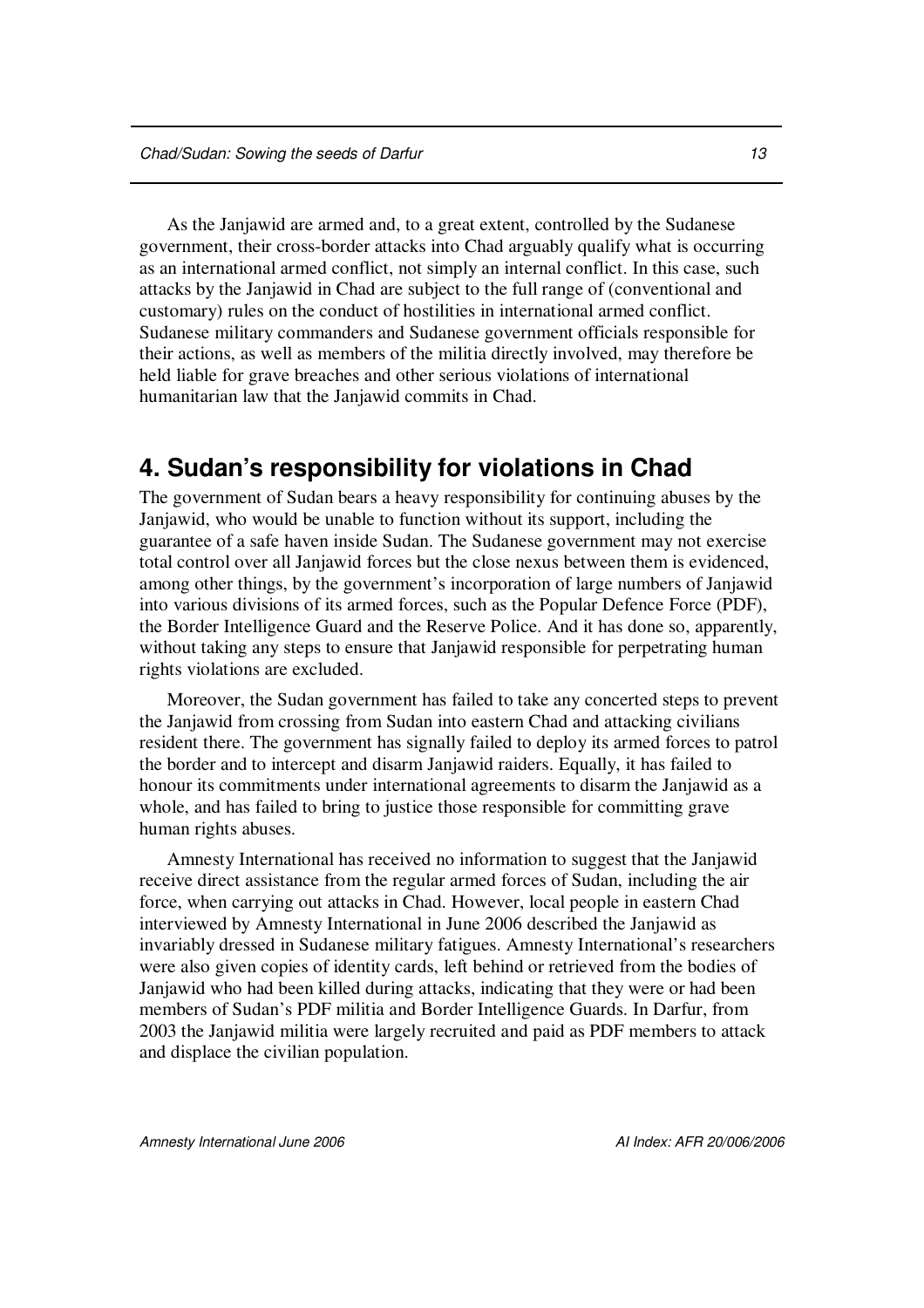As the Janjawid are armed and, to a great extent, controlled by the Sudanese government, their cross-border attacks into Chad arguably qualify what is occurring as an international armed conflict, not simply an internal conflict. In this case, such attacks by the Janjawid in Chad are subject to the full range of (conventional and customary) rules on the conduct of hostilities in international armed conflict. Sudanese military commanders and Sudanese government officials responsible for their actions, as well as members of the militia directly involved, may therefore be held liable for grave breaches and other serious violations of international humanitarian law that the Janjawid commits in Chad.

## 4. Sudan's responsibility for violations in Chad

The government of Sudan bears a heavy responsibility for continuing abuses by the Janjawid, who would be unable to function without its support, including the guarantee of a safe haven inside Sudan. The Sudanese government may not exercise total control over all Janjawid forces but the close nexus between them is evidenced, among other things, by the government's incorporation of large numbers of Janjawid into various divisions of its armed forces, such as the Popular Defence Force (PDF), the Border Intelligence Guard and the Reserve Police. And it has done so, apparently, without taking any steps to ensure that Janjawid responsible for perpetrating human rights violations are excluded.

Moreover, the Sudan government has failed to take any concerted steps to prevent the Janjawid from crossing from Sudan into eastern Chad and attacking civilians resident there. The government has signally failed to deploy its armed forces to patrol the border and to intercept and disarm Janjawid raiders. Equally, it has failed to honour its commitments under international agreements to disarm the Janjawid as a whole, and has failed to bring to justice those responsible for committing grave human rights abuses.

Amnesty International has received no information to suggest that the Janjawid receive direct assistance from the regular armed forces of Sudan, including the air force, when carrying out attacks in Chad. However, local people in eastern Chad interviewed by Amnesty International in June 2006 described the Janjawid as invariably dressed in Sudanese military fatigues. Amnesty International's researchers were also given copies of identity cards, left behind or retrieved from the bodies of Janjawid who had been killed during attacks, indicating that they were or had been members of Sudan's PDF militia and Border Intelligence Guards. In Darfur, from 2003 the Janjawid militia were largely recruited and paid as PDF members to attack and displace the civilian population.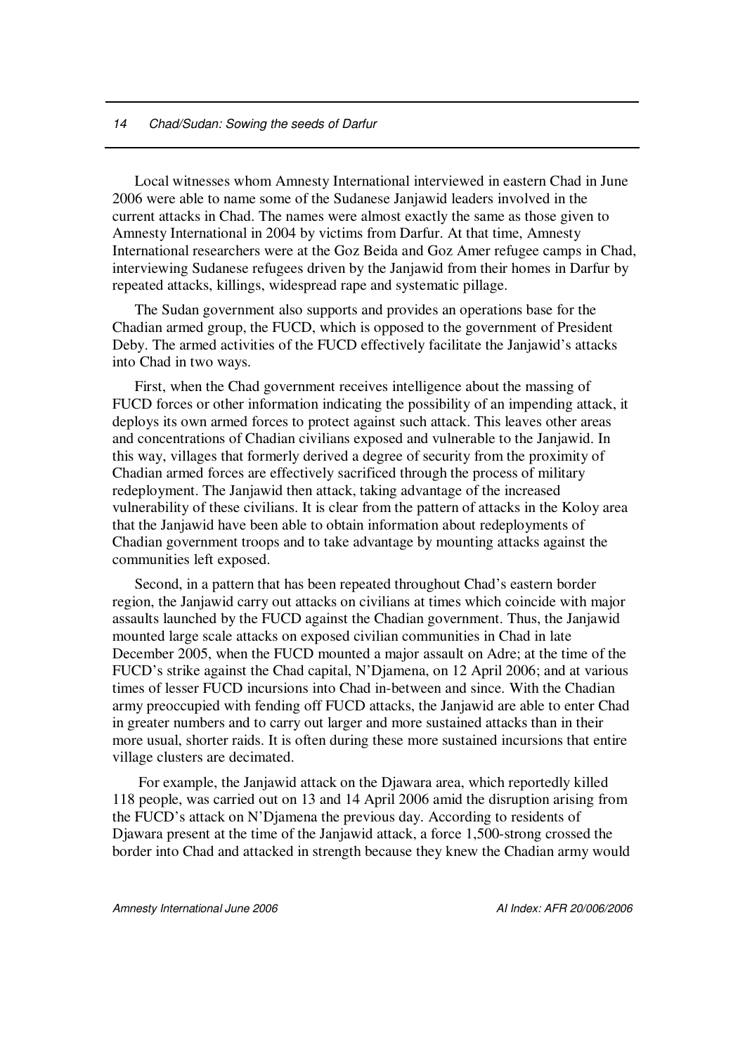Local witnesses whom Amnesty International interviewed in eastern Chad in June 2006 were able to name some of the Sudanese Janjawid leaders involved in the current attacks in Chad. The names were almost exactly the same as those given to Amnesty International in 2004 by victims from Darfur. At that time, Amnesty International researchers were at the Goz Beida and Goz Amer refugee camps in Chad, interviewing Sudanese refugees driven by the Janjawid from their homes in Darfur by repeated attacks, killings, widespread rape and systematic pillage.

The Sudan government also supports and provides an operations base for the Chadian armed group, the FUCD, which is opposed to the government of President Deby. The armed activities of the FUCD effectively facilitate the Janjawid's attacks into Chad in two ways.

First, when the Chad government receives intelligence about the massing of FUCD forces or other information indicating the possibility of an impending attack, it deploys its own armed forces to protect against such attack. This leaves other areas and concentrations of Chadian civilians exposed and vulnerable to the Janjawid. In this way, villages that formerly derived a degree of security from the proximity of Chadian armed forces are effectively sacrificed through the process of military redeployment. The Janjawid then attack, taking advantage of the increased vulnerability of these civilians. It is clear from the pattern of attacks in the Koloy area that the Janjawid have been able to obtain information about redeployments of Chadian government troops and to take advantage by mounting attacks against the communities left exposed.

Second, in a pattern that has been repeated throughout Chad's eastern border region, the Janjawid carry out attacks on civilians at times which coincide with major assaults launched by the FUCD against the Chadian government. Thus, the Janjawid mounted large scale attacks on exposed civilian communities in Chad in late December 2005, when the FUCD mounted a major assault on Adre; at the time of the FUCD's strike against the Chad capital, N'Djamena, on 12 April 2006; and at various times of lesser FUCD incursions into Chad in-between and since. With the Chadian army preoccupied with fending off FUCD attacks, the Janjawid are able to enter Chad in greater numbers and to carry out larger and more sustained attacks than in their more usual, shorter raids. It is often during these more sustained incursions that entire village clusters are decimated.

For example, the Janjawid attack on the Djawara area, which reportedly killed 118 people, was carried out on 13 and 14 April 2006 amid the disruption arising from the FUCD's attack on N'Djamena the previous day. According to residents of Djawara present at the time of the Janjawid attack, a force 1,500-strong crossed the border into Chad and attacked in strength because they knew the Chadian army would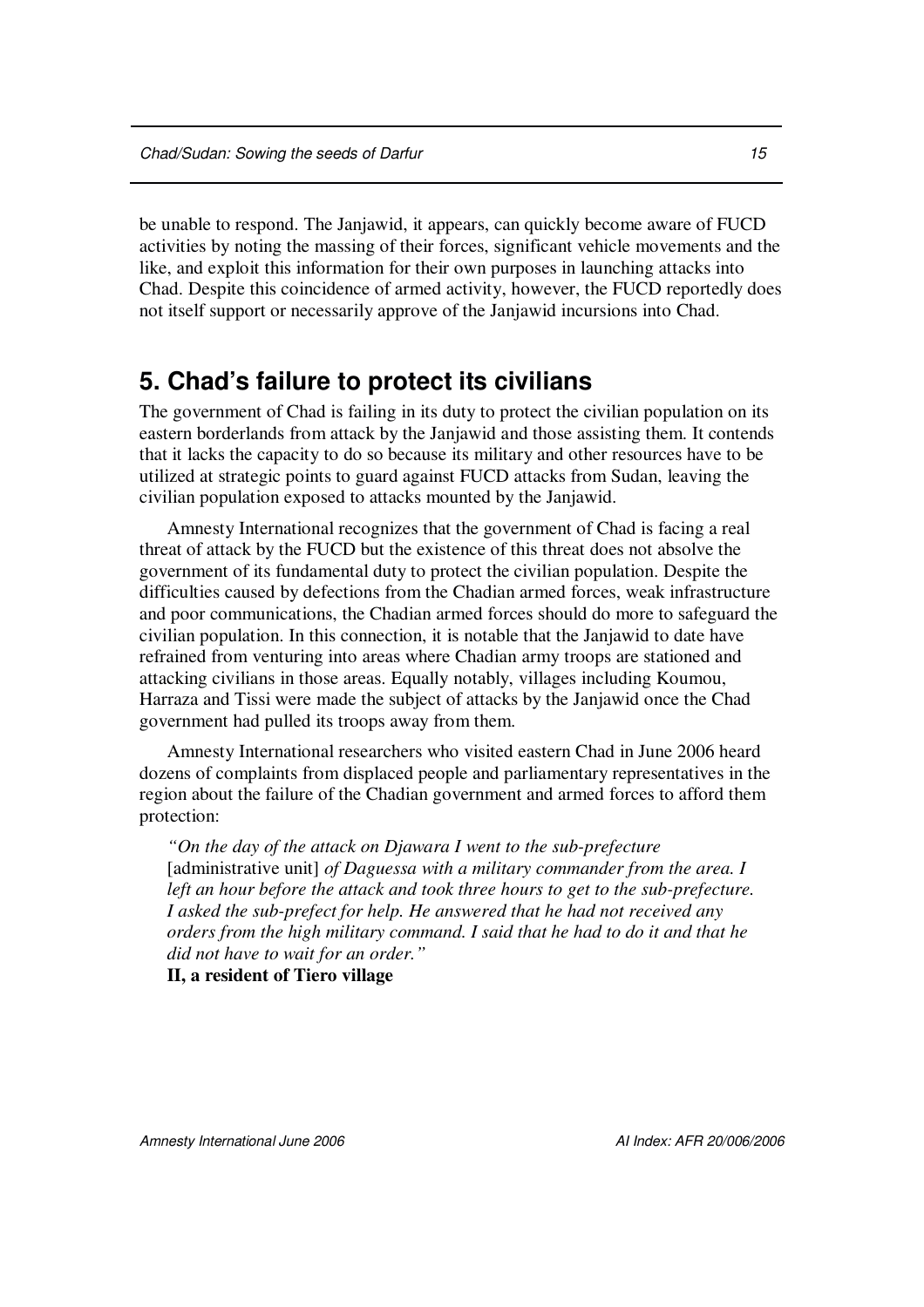be unable to respond. The Janjawid, it appears, can quickly become aware of FUCD activities by noting the massing of their forces, significant vehicle movements and the like, and exploit this information for their own purposes in launching attacks into Chad. Despite this coincidence of armed activity, however, the FUCD reportedly does not itself support or necessarily approve of the Janjawid incursions into Chad.

## 5. Chad's failure to protect its civilians

The government of Chad is failing in its duty to protect the civilian population on its eastern borderlands from attack by the Janjawid and those assisting them. It contends that it lacks the capacity to do so because its military and other resources have to be utilized at strategic points to guard against FUCD attacks from Sudan, leaving the civilian population exposed to attacks mounted by the Janjawid.

Amnesty International recognizes that the government of Chad is facing a real threat of attack by the FUCD but the existence of this threat does not absolve the government of its fundamental duty to protect the civilian population. Despite the difficulties caused by defections from the Chadian armed forces, weak infrastructure and poor communications, the Chadian armed forces should do more to safeguard the civilian population. In this connection, it is notable that the Janjawid to date have refrained from venturing into areas where Chadian army troops are stationed and attacking civilians in those areas. Equally notably, villages including Koumou, Harraza and Tissi were made the subject of attacks by the Janjawid once the Chad government had pulled its troops away from them.

Amnesty International researchers who visited eastern Chad in June 2006 heard dozens of complaints from displaced people and parliamentary representatives in the region about the failure of the Chadian government and armed forces to afford them protection:

> *"On the day of the attack on Djawara I went to the sub-prefecture* [administrative unit] *of Daguessa with a military commander from the area. I left an hour before the attack and took three hours to get to the sub-prefecture. I asked the sub-prefect for help. He answered that he had not received any orders from the high military command. I said that he had to do it and that he did not have to wait for an order."*
>
> **II, a resident of Tiero village**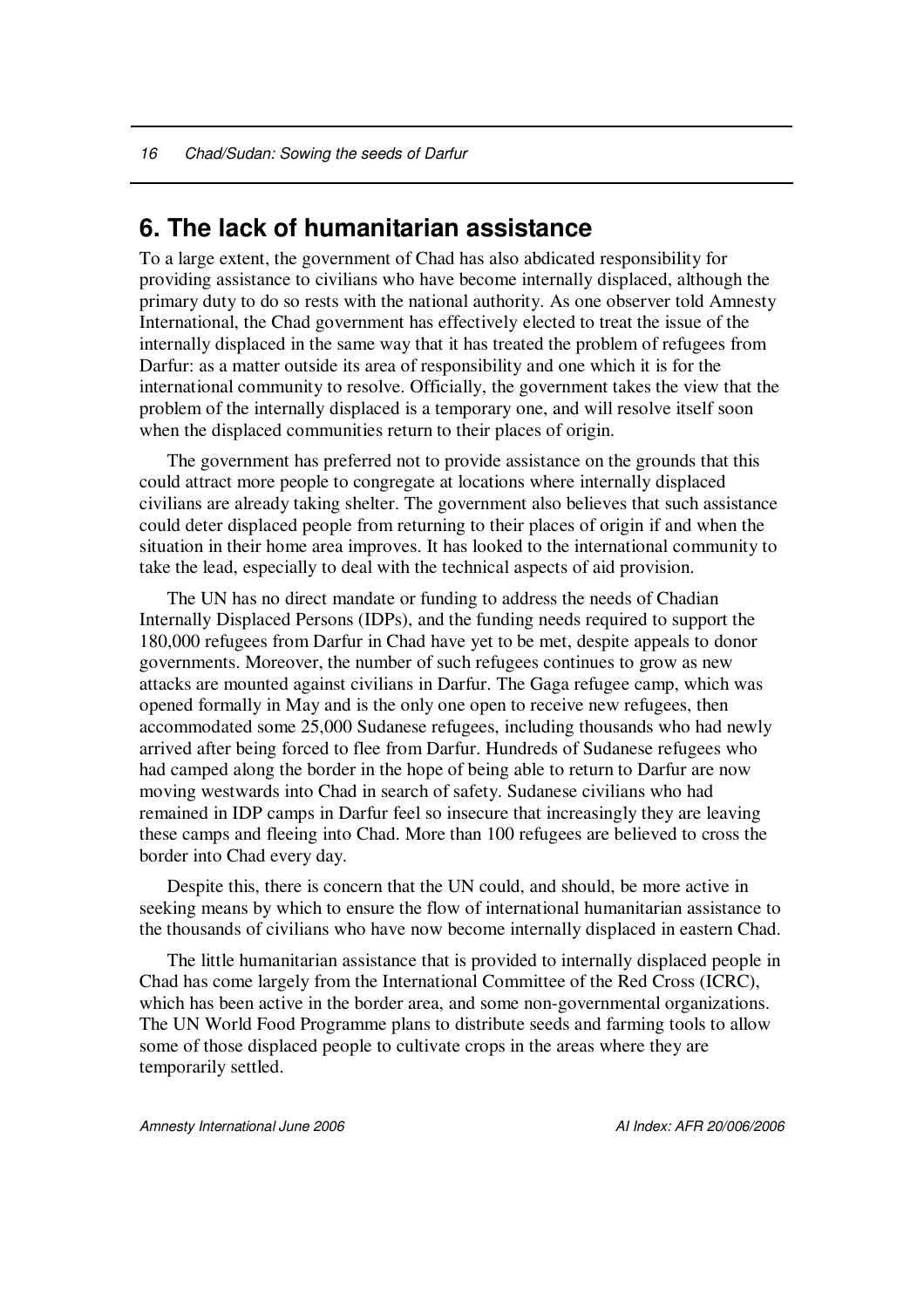## 6. The lack of humanitarian assistance

To a large extent, the government of Chad has also abdicated responsibility for providing assistance to civilians who have become internally displaced, although the primary duty to do so rests with the national authority. As one observer told Amnesty International, the Chad government has effectively elected to treat the issue of the internally displaced in the same way that it has treated the problem of refugees from Darfur: as a matter outside its area of responsibility and one which it is for the international community to resolve. Officially, the government takes the view that the problem of the internally displaced is a temporary one, and will resolve itself soon when the displaced communities return to their places of origin.

The government has preferred not to provide assistance on the grounds that this could attract more people to congregate at locations where internally displaced civilians are already taking shelter. The government also believes that such assistance could deter displaced people from returning to their places of origin if and when the situation in their home area improves. It has looked to the international community to take the lead, especially to deal with the technical aspects of aid provision.

The UN has no direct mandate or funding to address the needs of Chadian Internally Displaced Persons (IDPs), and the funding needs required to support the 180,000 refugees from Darfur in Chad have yet to be met, despite appeals to donor governments. Moreover, the number of such refugees continues to grow as new attacks are mounted against civilians in Darfur. The Gaga refugee camp, which was opened formally in May and is the only one open to receive new refugees, then accommodated some 25,000 Sudanese refugees, including thousands who had newly arrived after being forced to flee from Darfur. Hundreds of Sudanese refugees who had camped along the border in the hope of being able to return to Darfur are now moving westwards into Chad in search of safety. Sudanese civilians who had remained in IDP camps in Darfur feel so insecure that increasingly they are leaving these camps and fleeing into Chad. More than 100 refugees are believed to cross the border into Chad every day.

Despite this, there is concern that the UN could, and should, be more active in seeking means by which to ensure the flow of international humanitarian assistance to the thousands of civilians who have now become internally displaced in eastern Chad.

The little humanitarian assistance that is provided to internally displaced people in Chad has come largely from the International Committee of the Red Cross (ICRC), which has been active in the border area, and some non-governmental organizations. The UN World Food Programme plans to distribute seeds and farming tools to allow some of those displaced people to cultivate crops in the areas where they are temporarily settled.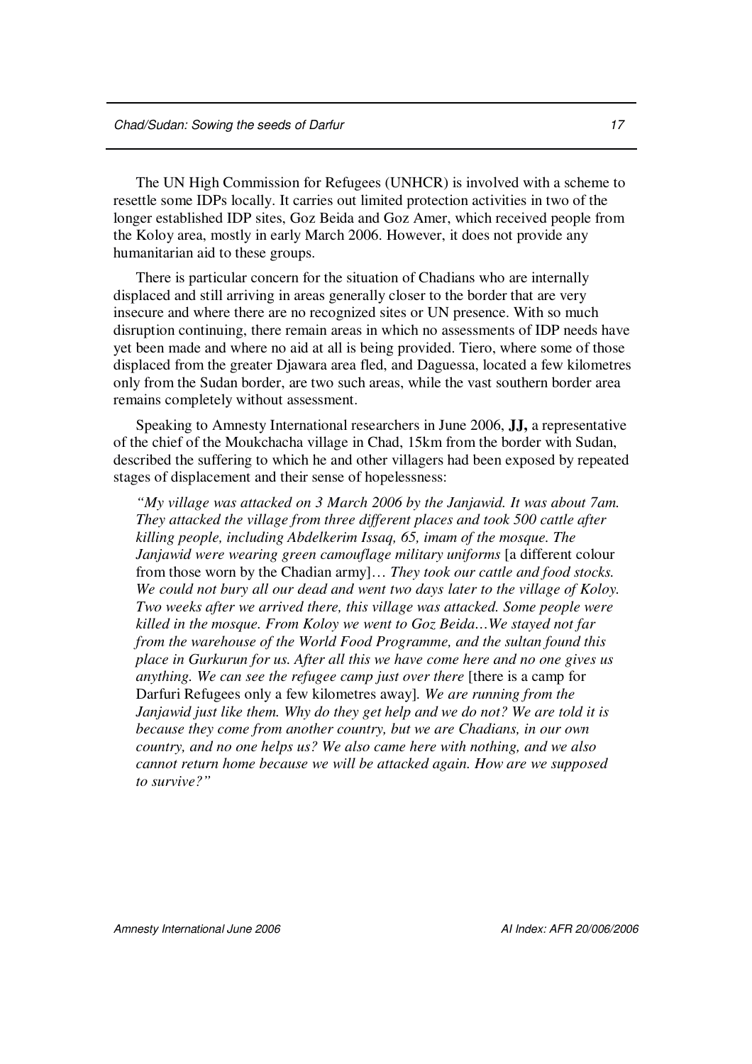The UN High Commission for Refugees (UNHCR) is involved with a scheme to resettle some IDPs locally. It carries out limited protection activities in two of the longer established IDP sites, Goz Beida and Goz Amer, which received people from the Koloy area, mostly in early March 2006. However, it does not provide any humanitarian aid to these groups.

There is particular concern for the situation of Chadians who are internally displaced and still arriving in areas generally closer to the border that are very insecure and where there are no recognized sites or UN presence. With so much disruption continuing, there remain areas in which no assessments of IDP needs have yet been made and where no aid at all is being provided. Tiero, where some of those displaced from the greater Djawara area fled, and Daguessa, located a few kilometres only from the Sudan border, are two such areas, while the vast southern border area remains completely without assessment.

Speaking to Amnesty International researchers in June 2006, **JJ,** a representative of the chief of the Moukchacha village in Chad, 15km from the border with Sudan, described the suffering to which he and other villagers had been exposed by repeated stages of displacement and their sense of hopelessness:

> *"My village was attacked on 3 March 2006 by the Janjawid. It was about 7am. They attacked the village from three different places and took 500 cattle after killing people, including Abdelkerim Issaq, 65, imam of the mosque. The Janjawid were wearing green camouflage military uniforms* [a different colour from those worn by the Chadian army]… *They took our cattle and food stocks. We could not bury all our dead and went two days later to the village of Koloy. Two weeks after we arrived there, this village was attacked. Some people were killed in the mosque. From Koloy we went to Goz Beida…We stayed not far from the warehouse of the World Food Programme, and the sultan found this place in Gurkurun for us. After all this we have come here and no one gives us anything. We can see the refugee camp just over there* [there is a camp for Darfuri Refugees only a few kilometres away]. *We are running from the Janjawid just like them. Why do they get help and we do not? We are told it is because they come from another country, but we are Chadians, in our own country, and no one helps us? We also came here with nothing, and we also cannot return home because we will be attacked again. How are we supposed to survive?"*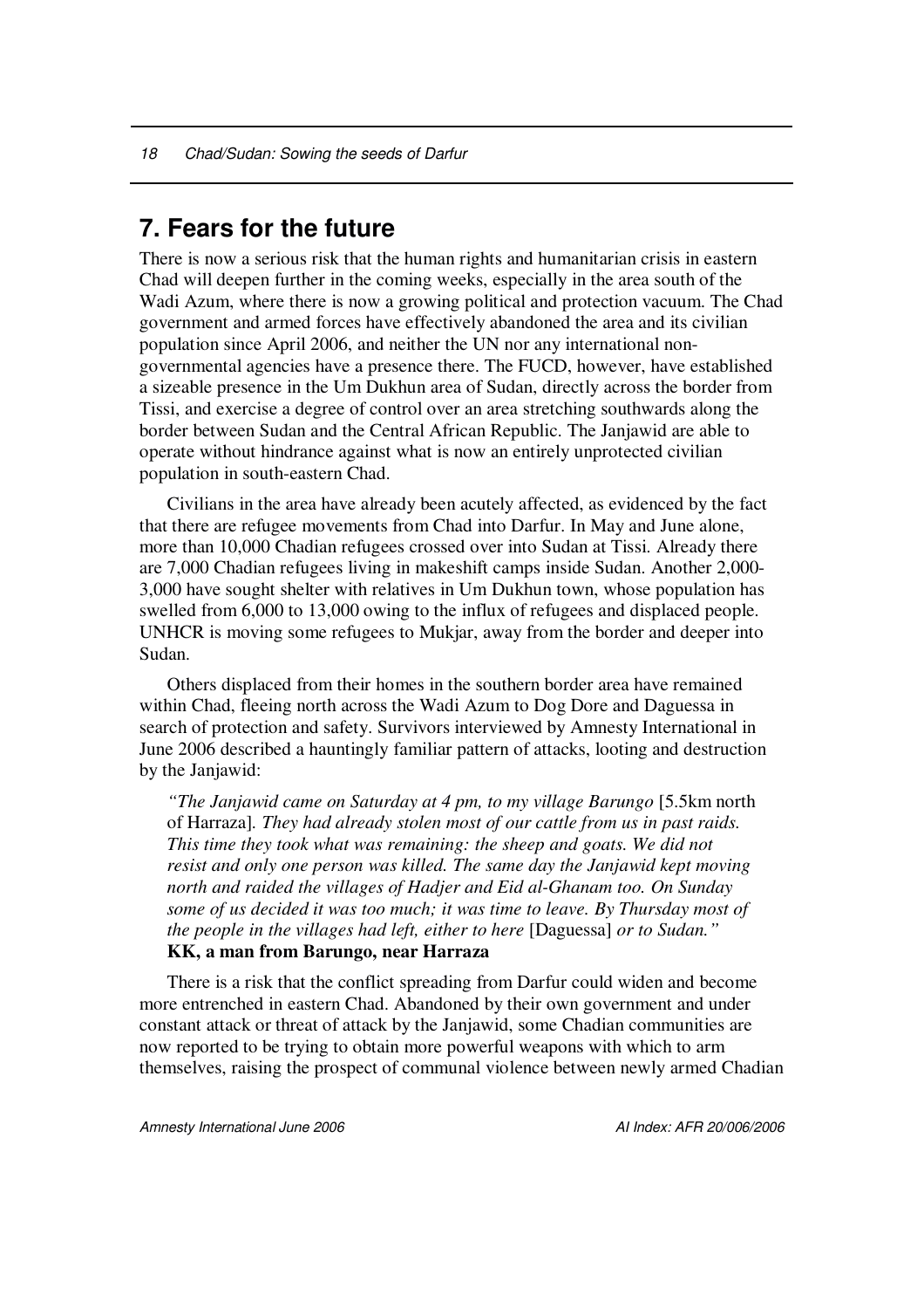## 7. Fears for the future

There is now a serious risk that the human rights and humanitarian crisis in eastern Chad will deepen further in the coming weeks, especially in the area south of the Wadi Azum, where there is now a growing political and protection vacuum. The Chad government and armed forces have effectively abandoned the area and its civilian population since April 2006, and neither the UN nor any international non-governmental agencies have a presence there. The FUCD, however, have established a sizeable presence in the Um Dukhun area of Sudan, directly across the border from Tissi, and exercise a degree of control over an area stretching southwards along the border between Sudan and the Central African Republic. The Janjawid are able to operate without hindrance against what is now an entirely unprotected civilian population in south-eastern Chad.

Civilians in the area have already been acutely affected, as evidenced by the fact that there are refugee movements from Chad into Darfur. In May and June alone, more than 10,000 Chadian refugees crossed over into Sudan at Tissi. Already there are 7,000 Chadian refugees living in makeshift camps inside Sudan. Another 2,000-3,000 have sought shelter with relatives in Um Dukhun town, whose population has swelled from 6,000 to 13,000 owing to the influx of refugees and displaced people. UNHCR is moving some refugees to Mukjar, away from the border and deeper into Sudan.

Others displaced from their homes in the southern border area have remained within Chad, fleeing north across the Wadi Azum to Dog Dore and Daguessa in search of protection and safety. Survivors interviewed by Amnesty International in June 2006 described a hauntingly familiar pattern of attacks, looting and destruction by the Janjawid:

> *"The Janjawid came on Saturday at 4 pm, to my village Barungo* [5.5km north of Harraza]. *They had already stolen most of our cattle from us in past raids. This time they took what was remaining: the sheep and goats. We did not resist and only one person was killed. The same day the Janjawid kept moving north and raided the villages of Hadjer and Eid al-Ghanam too. On Sunday some of us decided it was too much; it was time to leave. By Thursday most of the people in the villages had left, either to here* [Daguessa] *or to Sudan."*
> **KK, a man from Barungo, near Harraza**

There is a risk that the conflict spreading from Darfur could widen and become more entrenched in eastern Chad. Abandoned by their own government and under constant attack or threat of attack by the Janjawid, some Chadian communities are now reported to be trying to obtain more powerful weapons with which to arm themselves, raising the prospect of communal violence between newly armed Chadian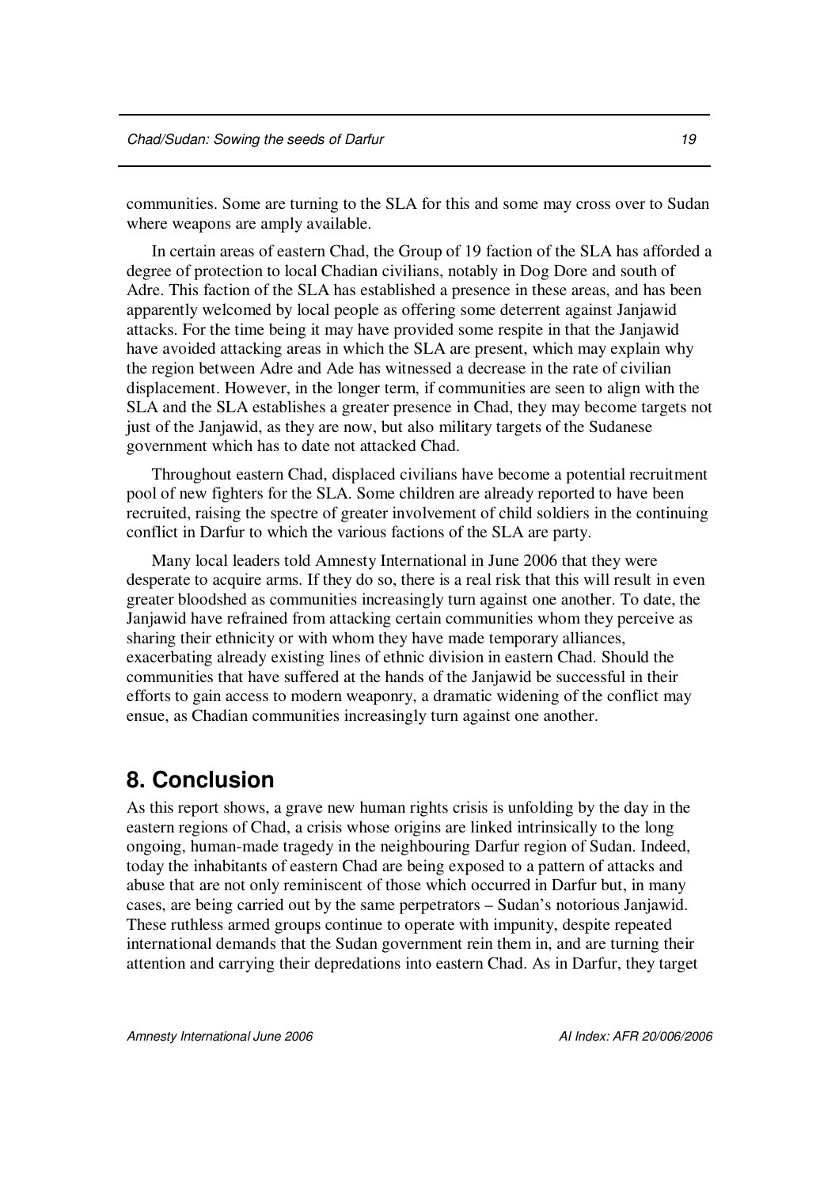communities. Some are turning to the SLA for this and some may cross over to Sudan where weapons are amply available.

In certain areas of eastern Chad, the Group of 19 faction of the SLA has afforded a degree of protection to local Chadian civilians, notably in Dog Dore and south of Adre. This faction of the SLA has established a presence in these areas, and has been apparently welcomed by local people as offering some deterrent against Janjawid attacks. For the time being it may have provided some respite in that the Janjawid have avoided attacking areas in which the SLA are present, which may explain why the region between Adre and Ade has witnessed a decrease in the rate of civilian displacement. However, in the longer term, if communities are seen to align with the SLA and the SLA establishes a greater presence in Chad, they may become targets not just of the Janjawid, as they are now, but also military targets of the Sudanese government which has to date not attacked Chad.

Throughout eastern Chad, displaced civilians have become a potential recruitment pool of new fighters for the SLA. Some children are already reported to have been recruited, raising the spectre of greater involvement of child soldiers in the continuing conflict in Darfur to which the various factions of the SLA are party.

Many local leaders told Amnesty International in June 2006 that they were desperate to acquire arms. If they do so, there is a real risk that this will result in even greater bloodshed as communities increasingly turn against one another. To date, the Janjawid have refrained from attacking certain communities whom they perceive as sharing their ethnicity or with whom they have made temporary alliances, exacerbating already existing lines of ethnic division in eastern Chad. Should the communities that have suffered at the hands of the Janjawid be successful in their efforts to gain access to modern weaponry, a dramatic widening of the conflict may ensue, as Chadian communities increasingly turn against one another.

## 8. Conclusion

As this report shows, a grave new human rights crisis is unfolding by the day in the eastern regions of Chad, a crisis whose origins are linked intrinsically to the long ongoing, human-made tragedy in the neighbouring Darfur region of Sudan. Indeed, today the inhabitants of eastern Chad are being exposed to a pattern of attacks and abuse that are not only reminiscent of those which occurred in Darfur but, in many cases, are being carried out by the same perpetrators – Sudan's notorious Janjawid. These ruthless armed groups continue to operate with impunity, despite repeated international demands that the Sudan government rein them in, and are turning their attention and carrying their depredations into eastern Chad. As in Darfur, they target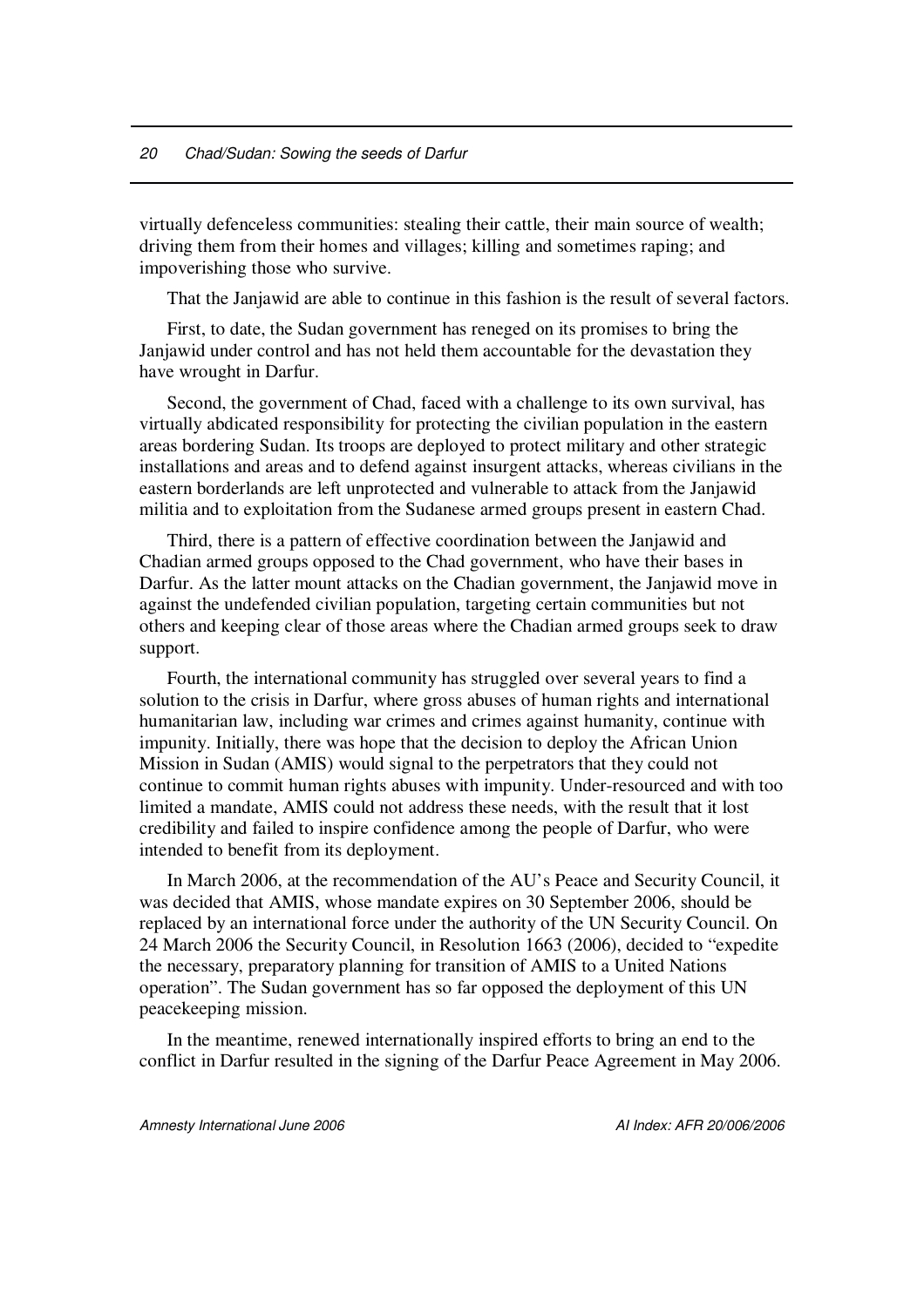virtually defenceless communities: stealing their cattle, their main source of wealth; driving them from their homes and villages; killing and sometimes raping; and impoverishing those who survive.

That the Janjawid are able to continue in this fashion is the result of several factors.

First, to date, the Sudan government has reneged on its promises to bring the Janjawid under control and has not held them accountable for the devastation they have wrought in Darfur.

Second, the government of Chad, faced with a challenge to its own survival, has virtually abdicated responsibility for protecting the civilian population in the eastern areas bordering Sudan. Its troops are deployed to protect military and other strategic installations and areas and to defend against insurgent attacks, whereas civilians in the eastern borderlands are left unprotected and vulnerable to attack from the Janjawid militia and to exploitation from the Sudanese armed groups present in eastern Chad.

Third, there is a pattern of effective coordination between the Janjawid and Chadian armed groups opposed to the Chad government, who have their bases in Darfur. As the latter mount attacks on the Chadian government, the Janjawid move in against the undefended civilian population, targeting certain communities but not others and keeping clear of those areas where the Chadian armed groups seek to draw support.

Fourth, the international community has struggled over several years to find a solution to the crisis in Darfur, where gross abuses of human rights and international humanitarian law, including war crimes and crimes against humanity, continue with impunity. Initially, there was hope that the decision to deploy the African Union Mission in Sudan (AMIS) would signal to the perpetrators that they could not continue to commit human rights abuses with impunity. Under-resourced and with too limited a mandate, AMIS could not address these needs, with the result that it lost credibility and failed to inspire confidence among the people of Darfur, who were intended to benefit from its deployment.

In March 2006, at the recommendation of the AU's Peace and Security Council, it was decided that AMIS, whose mandate expires on 30 September 2006, should be replaced by an international force under the authority of the UN Security Council. On 24 March 2006 the Security Council, in Resolution 1663 (2006), decided to "expedite the necessary, preparatory planning for transition of AMIS to a United Nations operation". The Sudan government has so far opposed the deployment of this UN peacekeeping mission.

In the meantime, renewed internationally inspired efforts to bring an end to the conflict in Darfur resulted in the signing of the Darfur Peace Agreement in May 2006.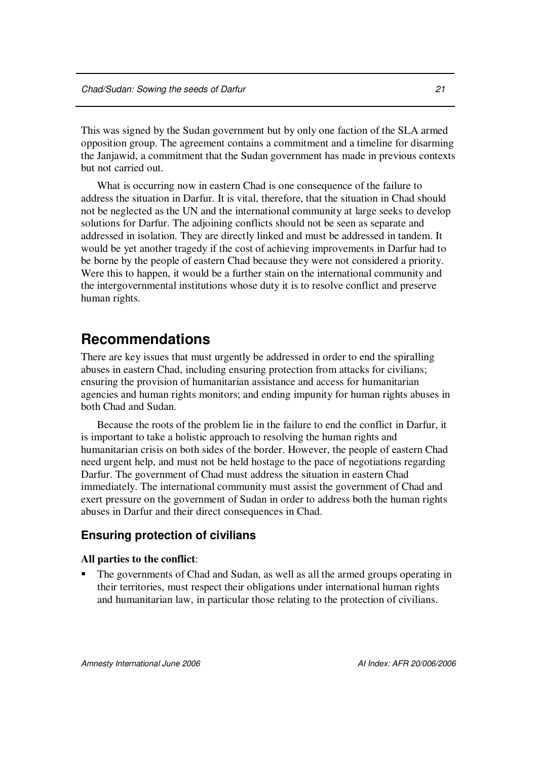This was signed by the Sudan government but by only one faction of the SLA armed opposition group. The agreement contains a commitment and a timeline for disarming the Janjawid, a commitment that the Sudan government has made in previous contexts but not carried out.

What is occurring now in eastern Chad is one consequence of the failure to address the situation in Darfur. It is vital, therefore, that the situation in Chad should not be neglected as the UN and the international community at large seeks to develop solutions for Darfur. The adjoining conflicts should not be seen as separate and addressed in isolation. They are directly linked and must be addressed in tandem. It would be yet another tragedy if the cost of achieving improvements in Darfur had to be borne by the people of eastern Chad because they were not considered a priority. Were this to happen, it would be a further stain on the international community and the intergovernmental institutions whose duty it is to resolve conflict and preserve human rights.

# Recommendations

There are key issues that must urgently be addressed in order to end the spiralling abuses in eastern Chad, including ensuring protection from attacks for civilians; ensuring the provision of humanitarian assistance and access for humanitarian agencies and human rights monitors; and ending impunity for human rights abuses in both Chad and Sudan.

Because the roots of the problem lie in the failure to end the conflict in Darfur, it is important to take a holistic approach to resolving the human rights and humanitarian crisis on both sides of the border. However, the people of eastern Chad need urgent help, and must not be held hostage to the pace of negotiations regarding Darfur. The government of Chad must address the situation in eastern Chad immediately. The international community must assist the government of Chad and exert pressure on the government of Sudan in order to address both the human rights abuses in Darfur and their direct consequences in Chad.

## Ensuring protection of civilians

**All parties to the conflict**:

- The governments of Chad and Sudan, as well as all the armed groups operating in their territories, must respect their obligations under international human rights and humanitarian law, in particular those relating to the protection of civilians.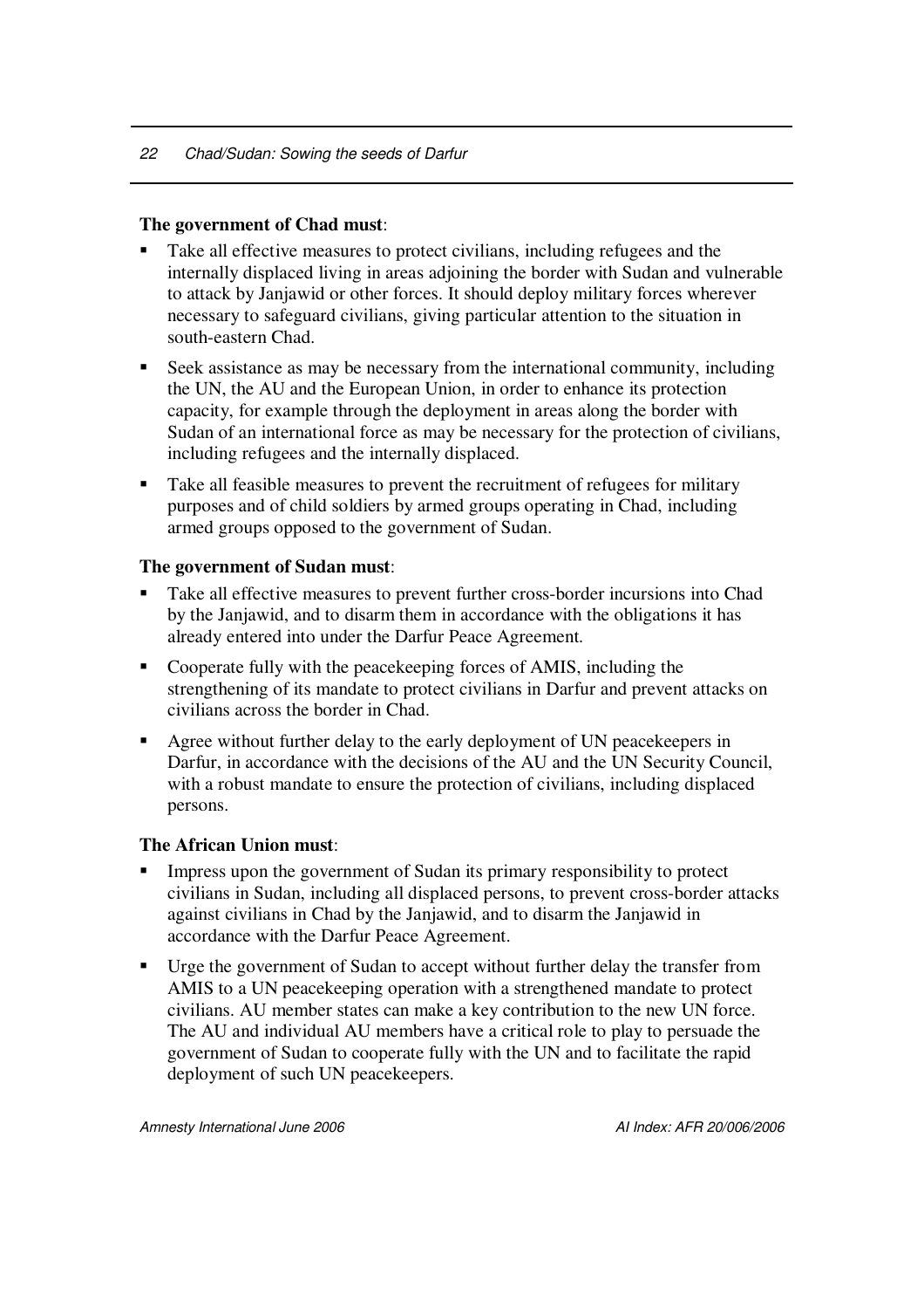**The government of Chad must**:

- Take all effective measures to protect civilians, including refugees and the internally displaced living in areas adjoining the border with Sudan and vulnerable to attack by Janjawid or other forces. It should deploy military forces wherever necessary to safeguard civilians, giving particular attention to the situation in south-eastern Chad.
- Seek assistance as may be necessary from the international community, including the UN, the AU and the European Union, in order to enhance its protection capacity, for example through the deployment in areas along the border with Sudan of an international force as may be necessary for the protection of civilians, including refugees and the internally displaced.
- Take all feasible measures to prevent the recruitment of refugees for military purposes and of child soldiers by armed groups operating in Chad, including armed groups opposed to the government of Sudan.

**The government of Sudan must**:

- Take all effective measures to prevent further cross-border incursions into Chad by the Janjawid, and to disarm them in accordance with the obligations it has already entered into under the Darfur Peace Agreement.
- Cooperate fully with the peacekeeping forces of AMIS, including the strengthening of its mandate to protect civilians in Darfur and prevent attacks on civilians across the border in Chad.
- Agree without further delay to the early deployment of UN peacekeepers in Darfur, in accordance with the decisions of the AU and the UN Security Council, with a robust mandate to ensure the protection of civilians, including displaced persons.

**The African Union must**:

- Impress upon the government of Sudan its primary responsibility to protect civilians in Sudan, including all displaced persons, to prevent cross-border attacks against civilians in Chad by the Janjawid, and to disarm the Janjawid in accordance with the Darfur Peace Agreement.
- Urge the government of Sudan to accept without further delay the transfer from AMIS to a UN peacekeeping operation with a strengthened mandate to protect civilians. AU member states can make a key contribution to the new UN force. The AU and individual AU members have a critical role to play to persuade the government of Sudan to cooperate fully with the UN and to facilitate the rapid deployment of such UN peacekeepers.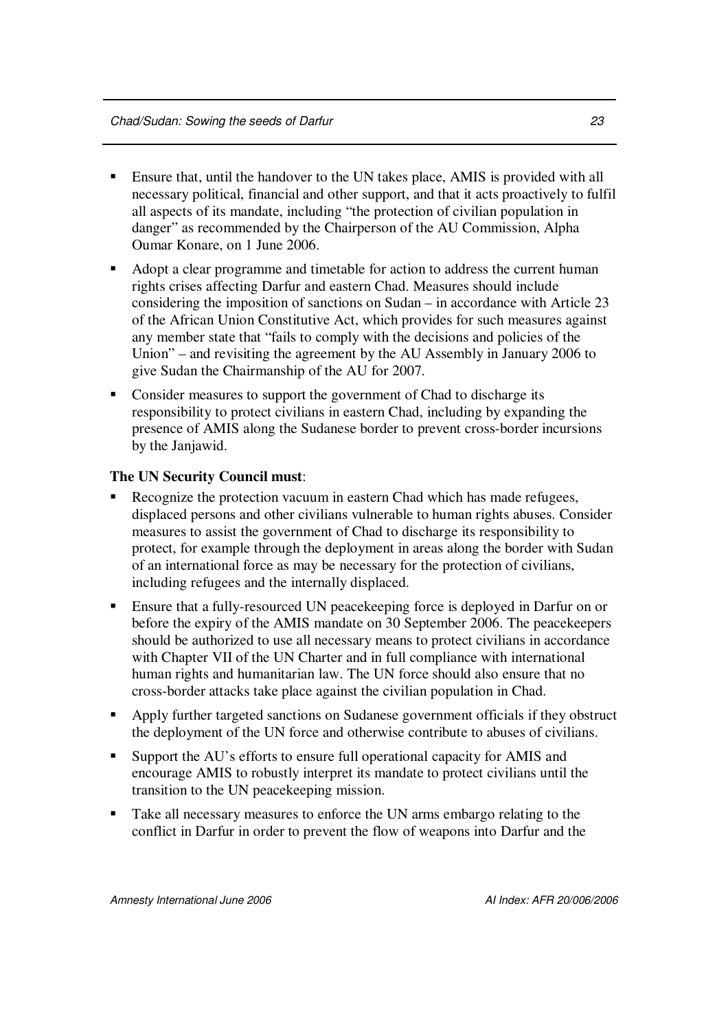- Ensure that, until the handover to the UN takes place, AMIS is provided with all necessary political, financial and other support, and that it acts proactively to fulfil all aspects of its mandate, including "the protection of civilian population in danger" as recommended by the Chairperson of the AU Commission, Alpha Oumar Konare, on 1 June 2006.
- Adopt a clear programme and timetable for action to address the current human rights crises affecting Darfur and eastern Chad. Measures should include considering the imposition of sanctions on Sudan – in accordance with Article 23 of the African Union Constitutive Act, which provides for such measures against any member state that "fails to comply with the decisions and policies of the Union" – and revisiting the agreement by the AU Assembly in January 2006 to give Sudan the Chairmanship of the AU for 2007.
- Consider measures to support the government of Chad to discharge its responsibility to protect civilians in eastern Chad, including by expanding the presence of AMIS along the Sudanese border to prevent cross-border incursions by the Janjawid.

**The UN Security Council must**:

- Recognize the protection vacuum in eastern Chad which has made refugees, displaced persons and other civilians vulnerable to human rights abuses. Consider measures to assist the government of Chad to discharge its responsibility to protect, for example through the deployment in areas along the border with Sudan of an international force as may be necessary for the protection of civilians, including refugees and the internally displaced.
- Ensure that a fully-resourced UN peacekeeping force is deployed in Darfur on or before the expiry of the AMIS mandate on 30 September 2006. The peacekeepers should be authorized to use all necessary means to protect civilians in accordance with Chapter VII of the UN Charter and in full compliance with international human rights and humanitarian law. The UN force should also ensure that no cross-border attacks take place against the civilian population in Chad.
- Apply further targeted sanctions on Sudanese government officials if they obstruct the deployment of the UN force and otherwise contribute to abuses of civilians.
- Support the AU's efforts to ensure full operational capacity for AMIS and encourage AMIS to robustly interpret its mandate to protect civilians until the transition to the UN peacekeeping mission.
- Take all necessary measures to enforce the UN arms embargo relating to the conflict in Darfur in order to prevent the flow of weapons into Darfur and the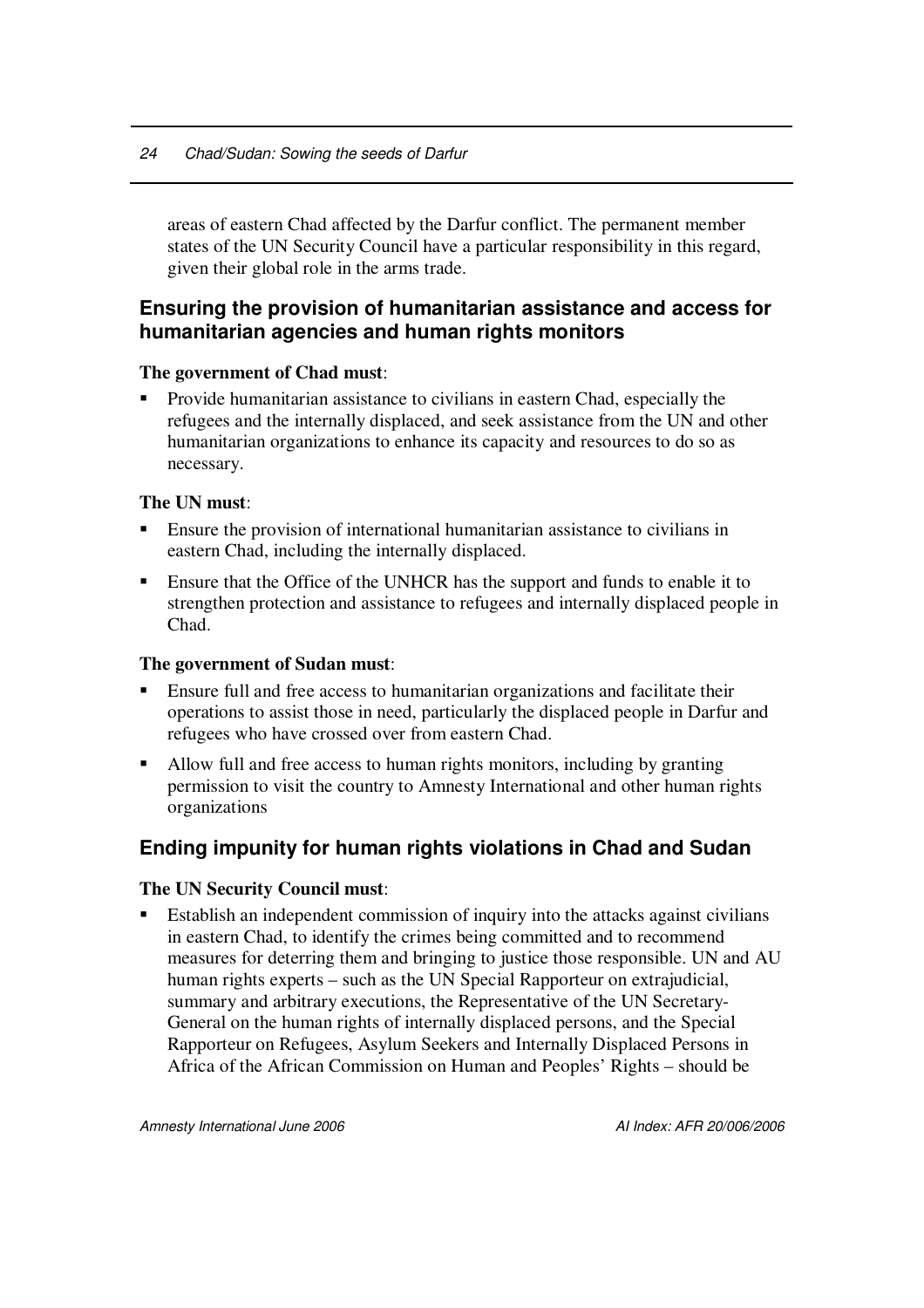areas of eastern Chad affected by the Darfur conflict. The permanent member states of the UN Security Council have a particular responsibility in this regard, given their global role in the arms trade.

### Ensuring the provision of humanitarian assistance and access for humanitarian agencies and human rights monitors

**The government of Chad must**:

- Provide humanitarian assistance to civilians in eastern Chad, especially the refugees and the internally displaced, and seek assistance from the UN and other humanitarian organizations to enhance its capacity and resources to do so as necessary.

**The UN must**:

- Ensure the provision of international humanitarian assistance to civilians in eastern Chad, including the internally displaced.
- Ensure that the Office of the UNHCR has the support and funds to enable it to strengthen protection and assistance to refugees and internally displaced people in Chad.

**The government of Sudan must**:

- Ensure full and free access to humanitarian organizations and facilitate their operations to assist those in need, particularly the displaced people in Darfur and refugees who have crossed over from eastern Chad.
- Allow full and free access to human rights monitors, including by granting permission to visit the country to Amnesty International and other human rights organizations

### Ending impunity for human rights violations in Chad and Sudan

**The UN Security Council must**:

- Establish an independent commission of inquiry into the attacks against civilians in eastern Chad, to identify the crimes being committed and to recommend measures for deterring them and bringing to justice those responsible. UN and AU human rights experts – such as the UN Special Rapporteur on extrajudicial, summary and arbitrary executions, the Representative of the UN Secretary-General on the human rights of internally displaced persons, and the Special Rapporteur on Refugees, Asylum Seekers and Internally Displaced Persons in Africa of the African Commission on Human and Peoples' Rights – should be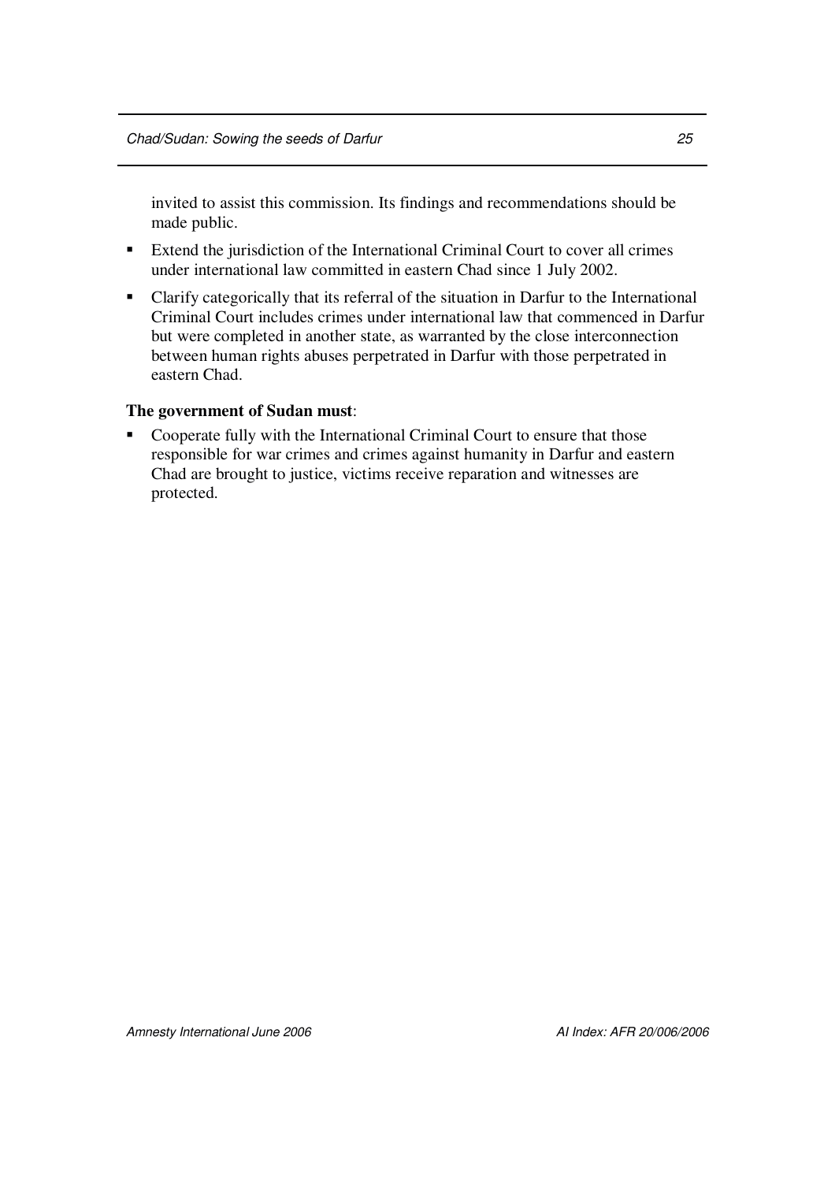invited to assist this commission. Its findings and recommendations should be made public.

- Extend the jurisdiction of the International Criminal Court to cover all crimes under international law committed in eastern Chad since 1 July 2002.
- Clarify categorically that its referral of the situation in Darfur to the International Criminal Court includes crimes under international law that commenced in Darfur but were completed in another state, as warranted by the close interconnection between human rights abuses perpetrated in Darfur with those perpetrated in eastern Chad.

**The government of Sudan must**:

- Cooperate fully with the International Criminal Court to ensure that those responsible for war crimes and crimes against humanity in Darfur and eastern Chad are brought to justice, victims receive reparation and witnesses are protected.